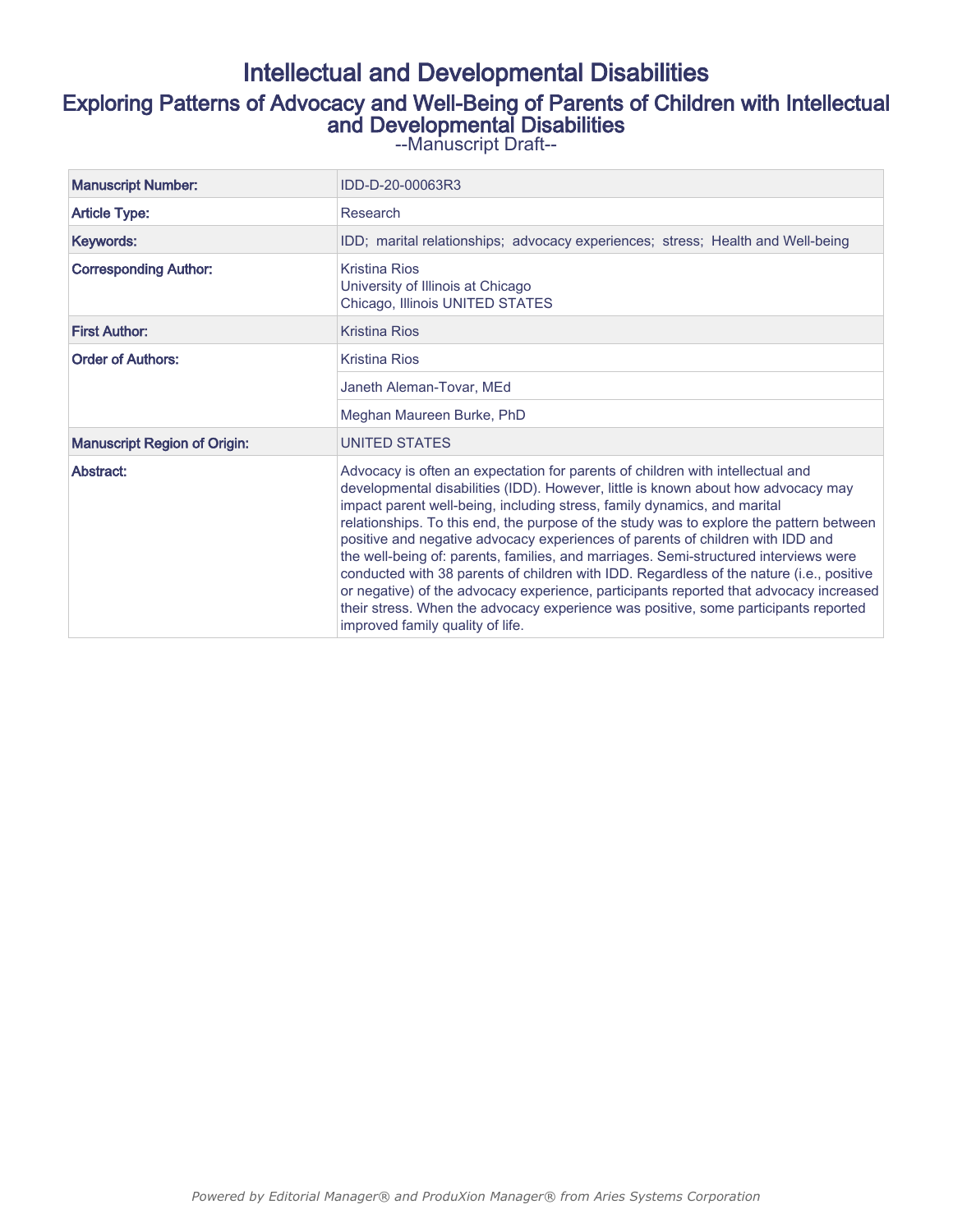# Intellectual and Developmental Disabilities

## Exploring Patterns of Advocacy and Well-Being of Parents of Children with Intellectual and Developmental Disabilities

--Manuscript Draft--

| | |
|---|---|
| **Manuscript Number:** | IDD-D-20-00063R3 |
| **Article Type:** | Research |
| **Keywords:** | IDD; marital relationships; advocacy experiences; stress; Health and Well-being |
| **Corresponding Author:** | Kristina Rios<br>University of Illinois at Chicago<br>Chicago, Illinois UNITED STATES |
| **First Author:** | Kristina Rios |
| **Order of Authors:** | Kristina Rios |
| | Janeth Aleman-Tovar, MEd |
| | Meghan Maureen Burke, PhD |
| **Manuscript Region of Origin:** | UNITED STATES |
| **Abstract:** | Advocacy is often an expectation for parents of children with intellectual and developmental disabilities (IDD). However, little is known about how advocacy may impact parent well-being, including stress, family dynamics, and marital relationships. To this end, the purpose of the study was to explore the pattern between positive and negative advocacy experiences of parents of children with IDD and the well-being of: parents, families, and marriages. Semi-structured interviews were conducted with 38 parents of children with IDD. Regardless of the nature (i.e., positive or negative) of the advocacy experience, participants reported that advocacy increased their stress. When the advocacy experience was positive, some participants reported improved family quality of life. |

*Powered by Editorial Manager® and ProduXion Manager® from Aries Systems Corporation*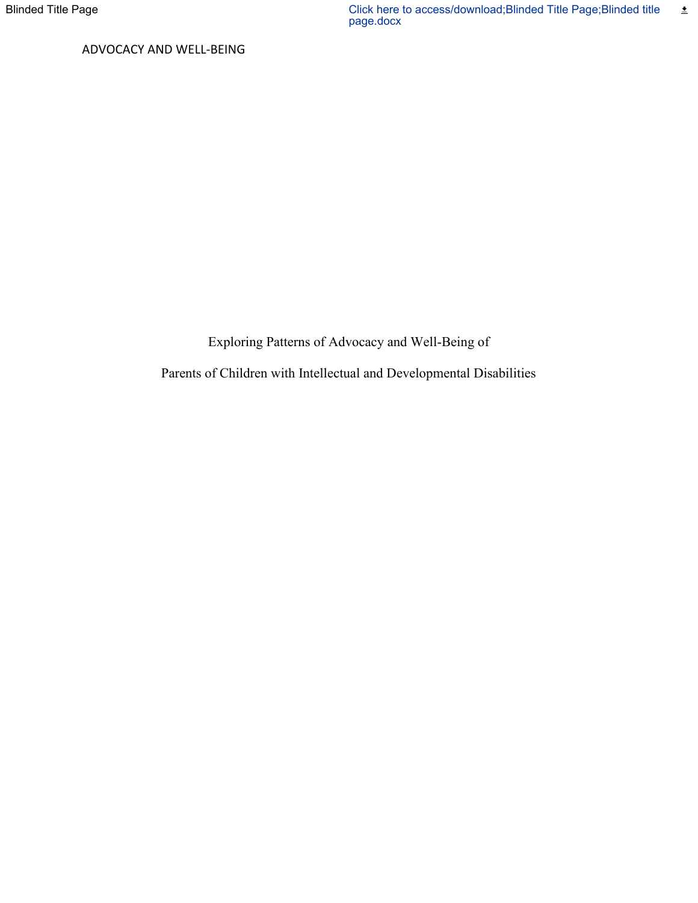Exploring Patterns of Advocacy and Well-Being of

Parents of Children with Intellectual and Developmental Disabilities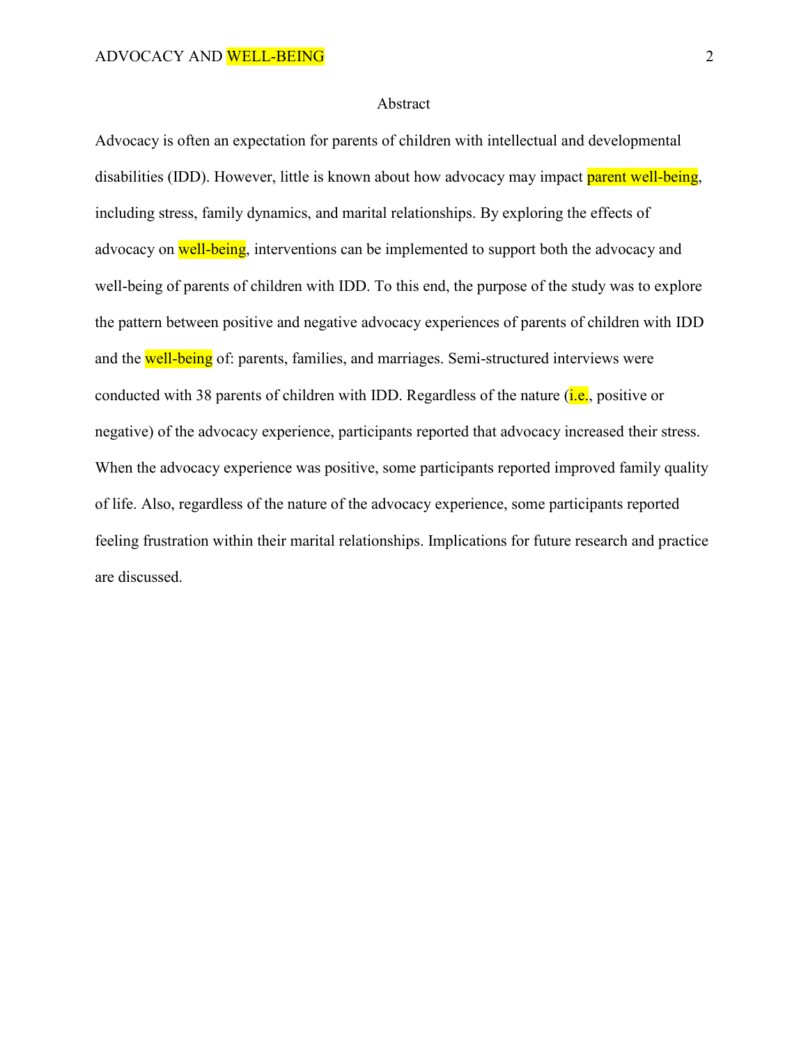## Abstract

Advocacy is often an expectation for parents of children with intellectual and developmental disabilities (IDD). However, little is known about how advocacy may impact parent well-being, including stress, family dynamics, and marital relationships. By exploring the effects of advocacy on well-being, interventions can be implemented to support both the advocacy and well-being of parents of children with IDD. To this end, the purpose of the study was to explore the pattern between positive and negative advocacy experiences of parents of children with IDD and the well-being of: parents, families, and marriages. Semi-structured interviews were conducted with 38 parents of children with IDD. Regardless of the nature (i.e., positive or negative) of the advocacy experience, participants reported that advocacy increased their stress. When the advocacy experience was positive, some participants reported improved family quality of life. Also, regardless of the nature of the advocacy experience, some participants reported feeling frustration within their marital relationships. Implications for future research and practice are discussed.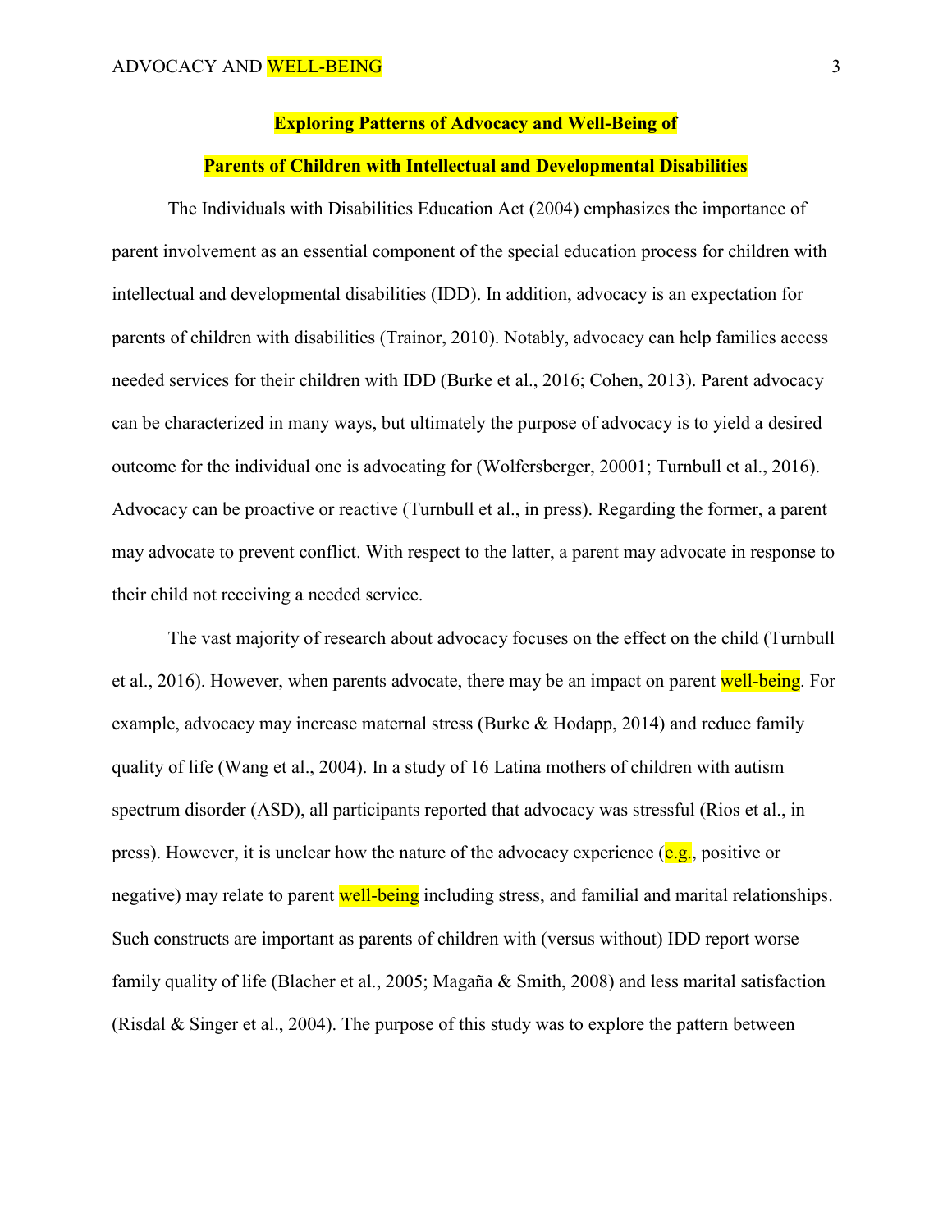**Exploring Patterns of Advocacy and Well-Being of**

**Parents of Children with Intellectual and Developmental Disabilities**

The Individuals with Disabilities Education Act (2004) emphasizes the importance of parent involvement as an essential component of the special education process for children with intellectual and developmental disabilities (IDD). In addition, advocacy is an expectation for parents of children with disabilities (Trainor, 2010). Notably, advocacy can help families access needed services for their children with IDD (Burke et al., 2016; Cohen, 2013). Parent advocacy can be characterized in many ways, but ultimately the purpose of advocacy is to yield a desired outcome for the individual one is advocating for (Wolfersberger, 20001; Turnbull et al., 2016). Advocacy can be proactive or reactive (Turnbull et al., in press). Regarding the former, a parent may advocate to prevent conflict. With respect to the latter, a parent may advocate in response to their child not receiving a needed service.

The vast majority of research about advocacy focuses on the effect on the child (Turnbull et al., 2016). However, when parents advocate, there may be an impact on parent well-being. For example, advocacy may increase maternal stress (Burke & Hodapp, 2014) and reduce family quality of life (Wang et al., 2004). In a study of 16 Latina mothers of children with autism spectrum disorder (ASD), all participants reported that advocacy was stressful (Rios et al., in press). However, it is unclear how the nature of the advocacy experience (e.g., positive or negative) may relate to parent well-being including stress, and familial and marital relationships. Such constructs are important as parents of children with (versus without) IDD report worse family quality of life (Blacher et al., 2005; Magaña & Smith, 2008) and less marital satisfaction (Risdal & Singer et al., 2004). The purpose of this study was to explore the pattern between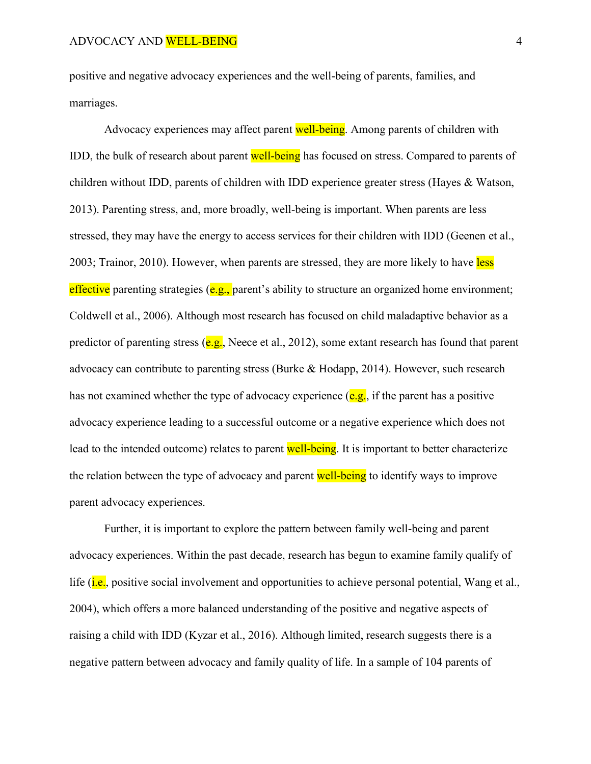positive and negative advocacy experiences and the well-being of parents, families, and marriages.

Advocacy experiences may affect parent well-being. Among parents of children with IDD, the bulk of research about parent well-being has focused on stress. Compared to parents of children without IDD, parents of children with IDD experience greater stress (Hayes & Watson, 2013). Parenting stress, and, more broadly, well-being is important. When parents are less stressed, they may have the energy to access services for their children with IDD (Geenen et al., 2003; Trainor, 2010). However, when parents are stressed, they are more likely to have less effective parenting strategies (e.g., parent's ability to structure an organized home environment; Coldwell et al., 2006). Although most research has focused on child maladaptive behavior as a predictor of parenting stress (e.g., Neece et al., 2012), some extant research has found that parent advocacy can contribute to parenting stress (Burke & Hodapp, 2014). However, such research has not examined whether the type of advocacy experience (e.g., if the parent has a positive advocacy experience leading to a successful outcome or a negative experience which does not lead to the intended outcome) relates to parent well-being. It is important to better characterize the relation between the type of advocacy and parent well-being to identify ways to improve parent advocacy experiences.

Further, it is important to explore the pattern between family well-being and parent advocacy experiences. Within the past decade, research has begun to examine family qualify of life (i.e., positive social involvement and opportunities to achieve personal potential, Wang et al., 2004), which offers a more balanced understanding of the positive and negative aspects of raising a child with IDD (Kyzar et al., 2016). Although limited, research suggests there is a negative pattern between advocacy and family quality of life. In a sample of 104 parents of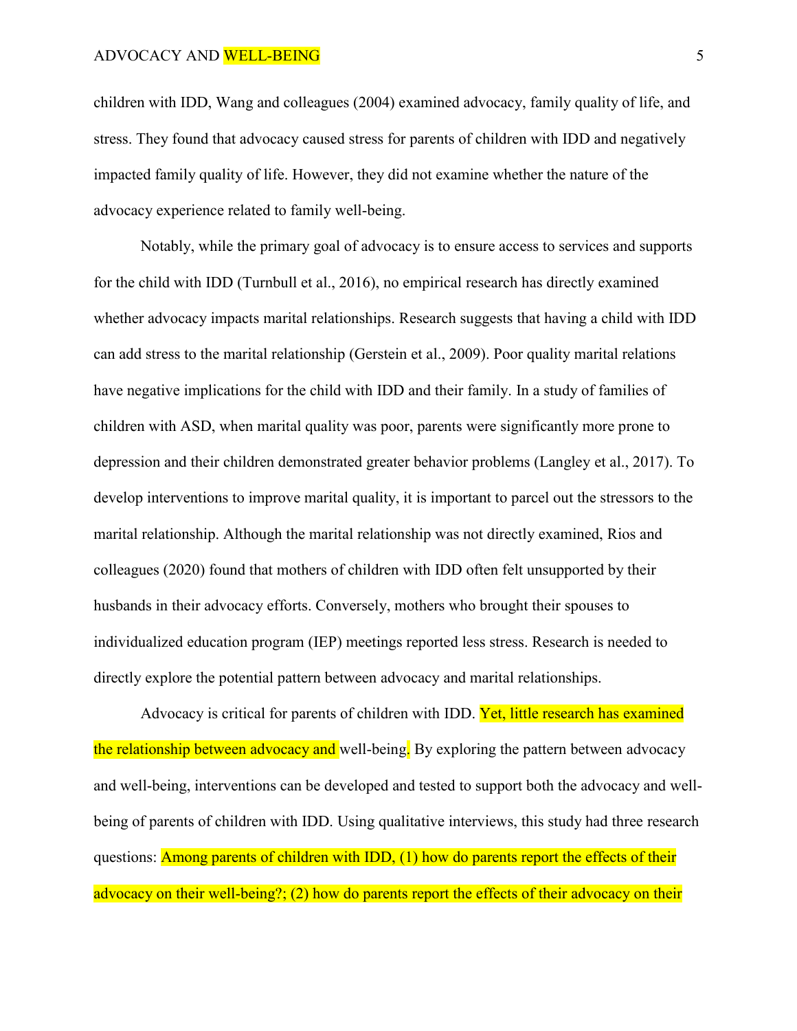children with IDD, Wang and colleagues (2004) examined advocacy, family quality of life, and stress. They found that advocacy caused stress for parents of children with IDD and negatively impacted family quality of life. However, they did not examine whether the nature of the advocacy experience related to family well-being.

Notably, while the primary goal of advocacy is to ensure access to services and supports for the child with IDD (Turnbull et al., 2016), no empirical research has directly examined whether advocacy impacts marital relationships. Research suggests that having a child with IDD can add stress to the marital relationship (Gerstein et al., 2009). Poor quality marital relations have negative implications for the child with IDD and their family. In a study of families of children with ASD, when marital quality was poor, parents were significantly more prone to depression and their children demonstrated greater behavior problems (Langley et al., 2017). To develop interventions to improve marital quality, it is important to parcel out the stressors to the marital relationship. Although the marital relationship was not directly examined, Rios and colleagues (2020) found that mothers of children with IDD often felt unsupported by their husbands in their advocacy efforts. Conversely, mothers who brought their spouses to individualized education program (IEP) meetings reported less stress. Research is needed to directly explore the potential pattern between advocacy and marital relationships.

Advocacy is critical for parents of children with IDD. Yet, little research has examined the relationship between advocacy and well-being. By exploring the pattern between advocacy and well-being, interventions can be developed and tested to support both the advocacy and well-being of parents of children with IDD. Using qualitative interviews, this study had three research questions: Among parents of children with IDD, (1) how do parents report the effects of their advocacy on their well-being?; (2) how do parents report the effects of their advocacy on their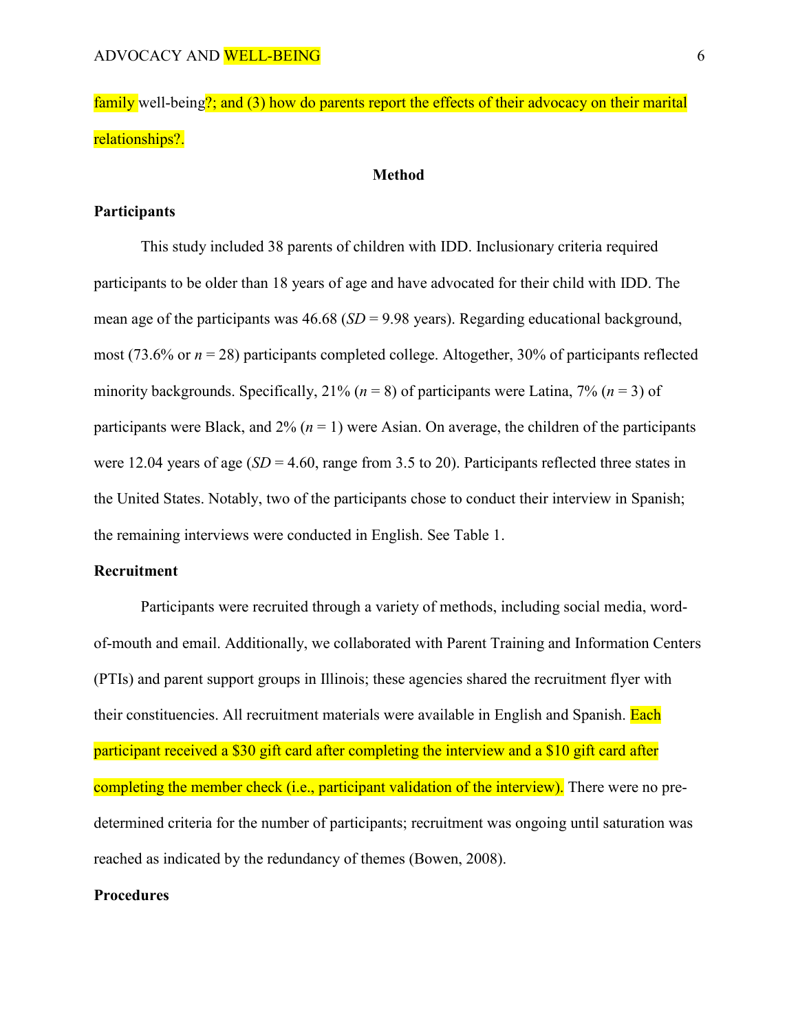family well-being?; and (3) how do parents report the effects of their advocacy on their marital relationships?.

## Method

### Participants

This study included 38 parents of children with IDD. Inclusionary criteria required participants to be older than 18 years of age and have advocated for their child with IDD. The mean age of the participants was 46.68 (*SD* = 9.98 years). Regarding educational background, most (73.6% or *n* = 28) participants completed college. Altogether, 30% of participants reflected minority backgrounds. Specifically, 21% (*n* = 8) of participants were Latina, 7% (*n* = 3) of participants were Black, and 2% (*n* = 1) were Asian. On average, the children of the participants were 12.04 years of age (*SD* = 4.60, range from 3.5 to 20). Participants reflected three states in the United States. Notably, two of the participants chose to conduct their interview in Spanish; the remaining interviews were conducted in English. See Table 1.

### Recruitment

Participants were recruited through a variety of methods, including social media, word-of-mouth and email. Additionally, we collaborated with Parent Training and Information Centers (PTIs) and parent support groups in Illinois; these agencies shared the recruitment flyer with their constituencies. All recruitment materials were available in English and Spanish. Each participant received a $30 gift card after completing the interview and a $10 gift card after completing the member check (i.e., participant validation of the interview). There were no pre-determined criteria for the number of participants; recruitment was ongoing until saturation was reached as indicated by the redundancy of themes (Bowen, 2008).

### Procedures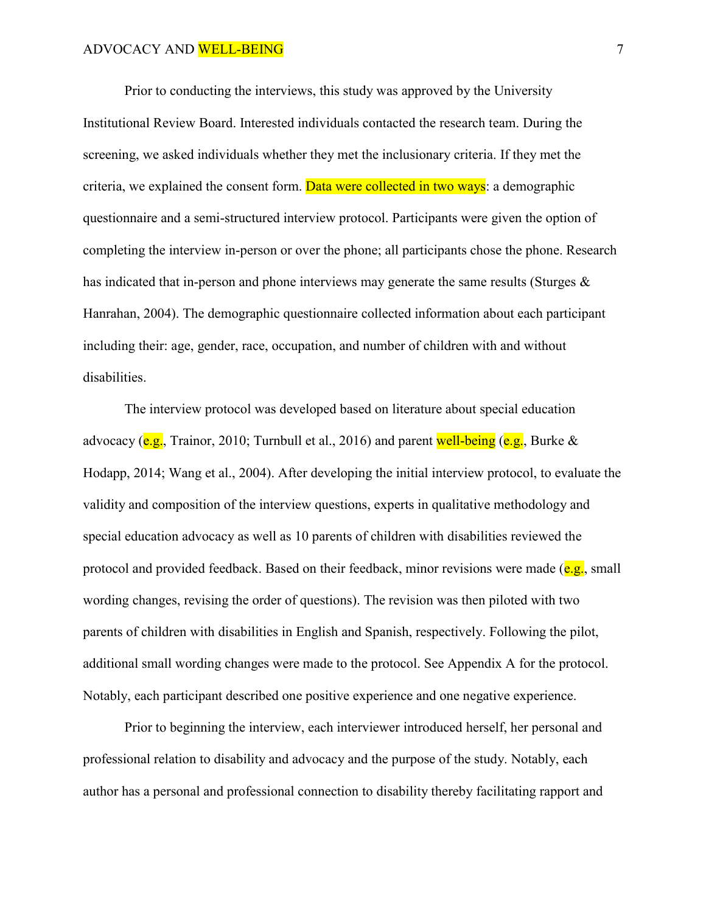Prior to conducting the interviews, this study was approved by the University Institutional Review Board. Interested individuals contacted the research team. During the screening, we asked individuals whether they met the inclusionary criteria. If they met the criteria, we explained the consent form. Data were collected in two ways: a demographic questionnaire and a semi-structured interview protocol. Participants were given the option of completing the interview in-person or over the phone; all participants chose the phone. Research has indicated that in-person and phone interviews may generate the same results (Sturges & Hanrahan, 2004). The demographic questionnaire collected information about each participant including their: age, gender, race, occupation, and number of children with and without disabilities.

The interview protocol was developed based on literature about special education advocacy (e.g., Trainor, 2010; Turnbull et al., 2016) and parent well-being (e.g., Burke & Hodapp, 2014; Wang et al., 2004). After developing the initial interview protocol, to evaluate the validity and composition of the interview questions, experts in qualitative methodology and special education advocacy as well as 10 parents of children with disabilities reviewed the protocol and provided feedback. Based on their feedback, minor revisions were made (e.g., small wording changes, revising the order of questions). The revision was then piloted with two parents of children with disabilities in English and Spanish, respectively. Following the pilot, additional small wording changes were made to the protocol. See Appendix A for the protocol. Notably, each participant described one positive experience and one negative experience.

Prior to beginning the interview, each interviewer introduced herself, her personal and professional relation to disability and advocacy and the purpose of the study. Notably, each author has a personal and professional connection to disability thereby facilitating rapport and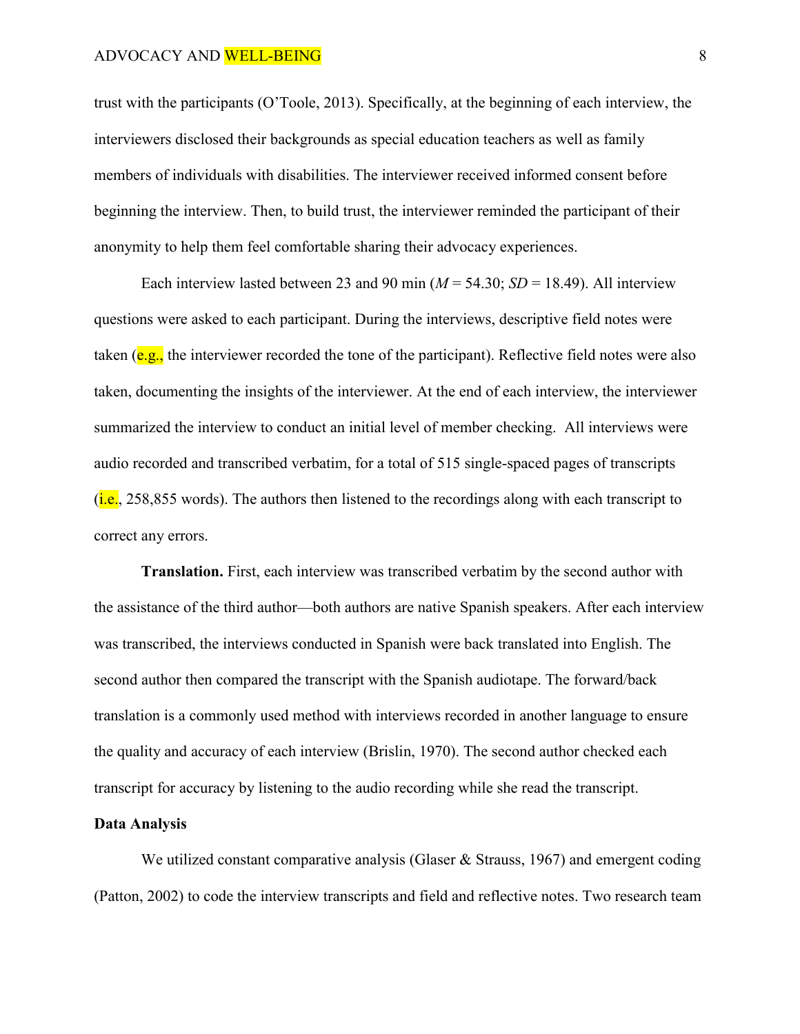trust with the participants (O'Toole, 2013). Specifically, at the beginning of each interview, the interviewers disclosed their backgrounds as special education teachers as well as family members of individuals with disabilities. The interviewer received informed consent before beginning the interview. Then, to build trust, the interviewer reminded the participant of their anonymity to help them feel comfortable sharing their advocacy experiences.

Each interview lasted between 23 and 90 min ($M$ = 54.30; $SD$ = 18.49). All interview questions were asked to each participant. During the interviews, descriptive field notes were taken (e.g., the interviewer recorded the tone of the participant). Reflective field notes were also taken, documenting the insights of the interviewer. At the end of each interview, the interviewer summarized the interview to conduct an initial level of member checking. All interviews were audio recorded and transcribed verbatim, for a total of 515 single-spaced pages of transcripts (i.e., 258,855 words). The authors then listened to the recordings along with each transcript to correct any errors.

**Translation.** First, each interview was transcribed verbatim by the second author with the assistance of the third author—both authors are native Spanish speakers. After each interview was transcribed, the interviews conducted in Spanish were back translated into English. The second author then compared the transcript with the Spanish audiotape. The forward/back translation is a commonly used method with interviews recorded in another language to ensure the quality and accuracy of each interview (Brislin, 1970). The second author checked each transcript for accuracy by listening to the audio recording while she read the transcript.

### Data Analysis

We utilized constant comparative analysis (Glaser & Strauss, 1967) and emergent coding (Patton, 2002) to code the interview transcripts and field and reflective notes. Two research team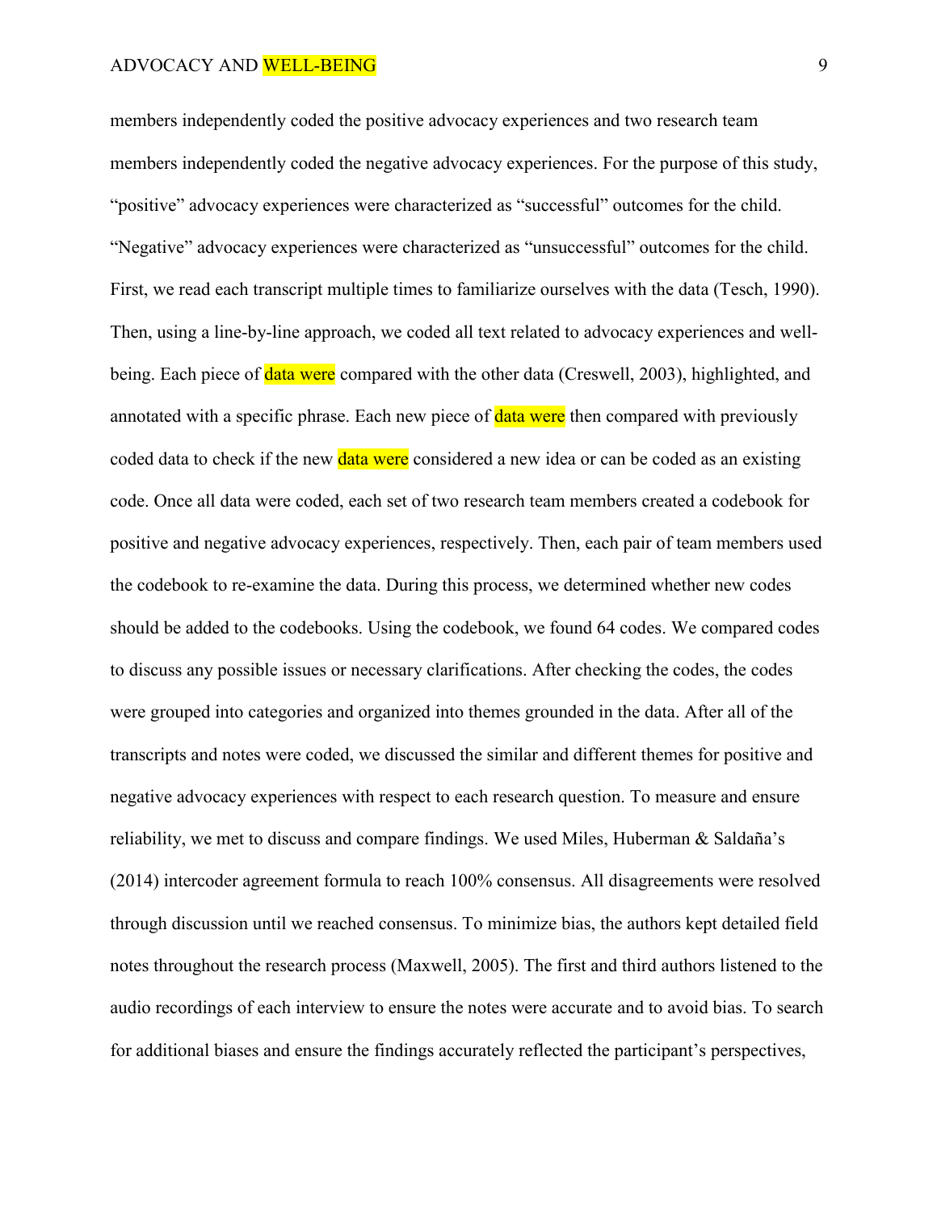members independently coded the positive advocacy experiences and two research team members independently coded the negative advocacy experiences. For the purpose of this study, "positive" advocacy experiences were characterized as "successful" outcomes for the child. "Negative" advocacy experiences were characterized as "unsuccessful" outcomes for the child. First, we read each transcript multiple times to familiarize ourselves with the data (Tesch, 1990). Then, using a line-by-line approach, we coded all text related to advocacy experiences and well-being. Each piece of data were compared with the other data (Creswell, 2003), highlighted, and annotated with a specific phrase. Each new piece of data were then compared with previously coded data to check if the new data were considered a new idea or can be coded as an existing code. Once all data were coded, each set of two research team members created a codebook for positive and negative advocacy experiences, respectively. Then, each pair of team members used the codebook to re-examine the data. During this process, we determined whether new codes should be added to the codebooks. Using the codebook, we found 64 codes. We compared codes to discuss any possible issues or necessary clarifications. After checking the codes, the codes were grouped into categories and organized into themes grounded in the data. After all of the transcripts and notes were coded, we discussed the similar and different themes for positive and negative advocacy experiences with respect to each research question. To measure and ensure reliability, we met to discuss and compare findings. We used Miles, Huberman & Saldaña's (2014) intercoder agreement formula to reach 100% consensus. All disagreements were resolved through discussion until we reached consensus. To minimize bias, the authors kept detailed field notes throughout the research process (Maxwell, 2005). The first and third authors listened to the audio recordings of each interview to ensure the notes were accurate and to avoid bias. To search for additional biases and ensure the findings accurately reflected the participant's perspectives,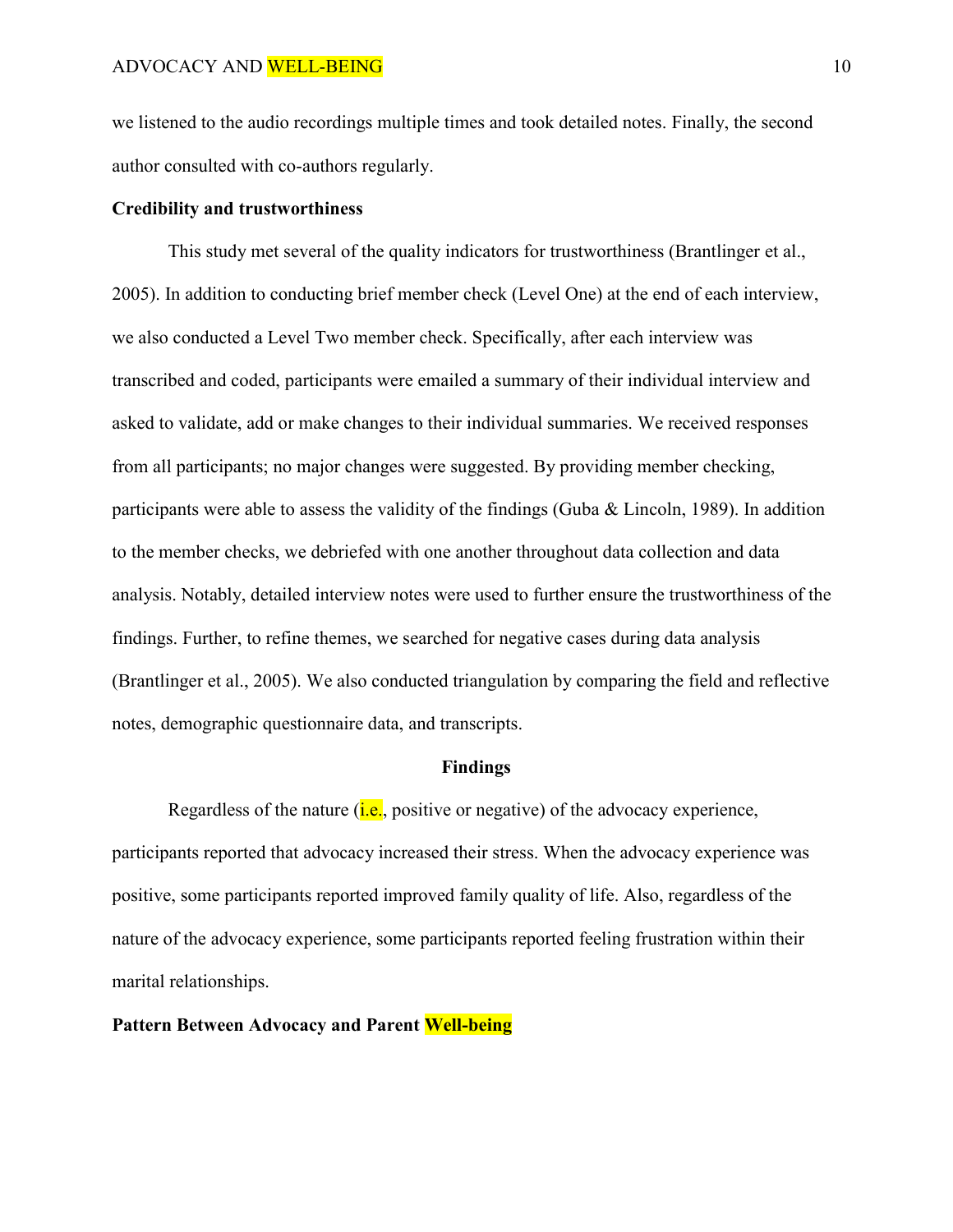we listened to the audio recordings multiple times and took detailed notes. Finally, the second author consulted with co-authors regularly.

**Credibility and trustworthiness**

This study met several of the quality indicators for trustworthiness (Brantlinger et al., 2005). In addition to conducting brief member check (Level One) at the end of each interview, we also conducted a Level Two member check. Specifically, after each interview was transcribed and coded, participants were emailed a summary of their individual interview and asked to validate, add or make changes to their individual summaries. We received responses from all participants; no major changes were suggested. By providing member checking, participants were able to assess the validity of the findings (Guba & Lincoln, 1989). In addition to the member checks, we debriefed with one another throughout data collection and data analysis. Notably, detailed interview notes were used to further ensure the trustworthiness of the findings. Further, to refine themes, we searched for negative cases during data analysis (Brantlinger et al., 2005). We also conducted triangulation by comparing the field and reflective notes, demographic questionnaire data, and transcripts.

## Findings

Regardless of the nature (i.e., positive or negative) of the advocacy experience, participants reported that advocacy increased their stress. When the advocacy experience was positive, some participants reported improved family quality of life. Also, regardless of the nature of the advocacy experience, some participants reported feeling frustration within their marital relationships.

**Pattern Between Advocacy and Parent Well-being**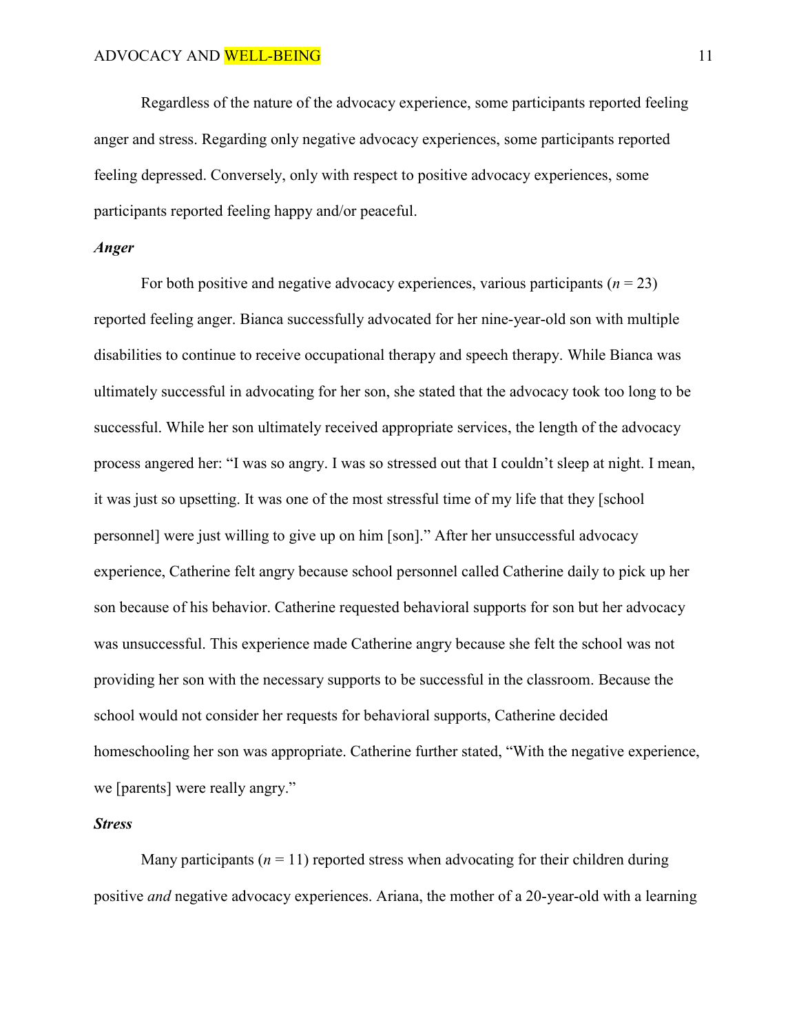Regardless of the nature of the advocacy experience, some participants reported feeling anger and stress. Regarding only negative advocacy experiences, some participants reported feeling depressed. Conversely, only with respect to positive advocacy experiences, some participants reported feeling happy and/or peaceful.

### *Anger*

For both positive and negative advocacy experiences, various participants ($n$ = 23) reported feeling anger. Bianca successfully advocated for her nine-year-old son with multiple disabilities to continue to receive occupational therapy and speech therapy. While Bianca was ultimately successful in advocating for her son, she stated that the advocacy took too long to be successful. While her son ultimately received appropriate services, the length of the advocacy process angered her: "I was so angry. I was so stressed out that I couldn't sleep at night. I mean, it was just so upsetting. It was one of the most stressful time of my life that they [school personnel] were just willing to give up on him [son]." After her unsuccessful advocacy experience, Catherine felt angry because school personnel called Catherine daily to pick up her son because of his behavior. Catherine requested behavioral supports for son but her advocacy was unsuccessful. This experience made Catherine angry because she felt the school was not providing her son with the necessary supports to be successful in the classroom. Because the school would not consider her requests for behavioral supports, Catherine decided homeschooling her son was appropriate. Catherine further stated, "With the negative experience, we [parents] were really angry."

### *Stress*

Many participants ($n$ = 11) reported stress when advocating for their children during positive *and* negative advocacy experiences. Ariana, the mother of a 20-year-old with a learning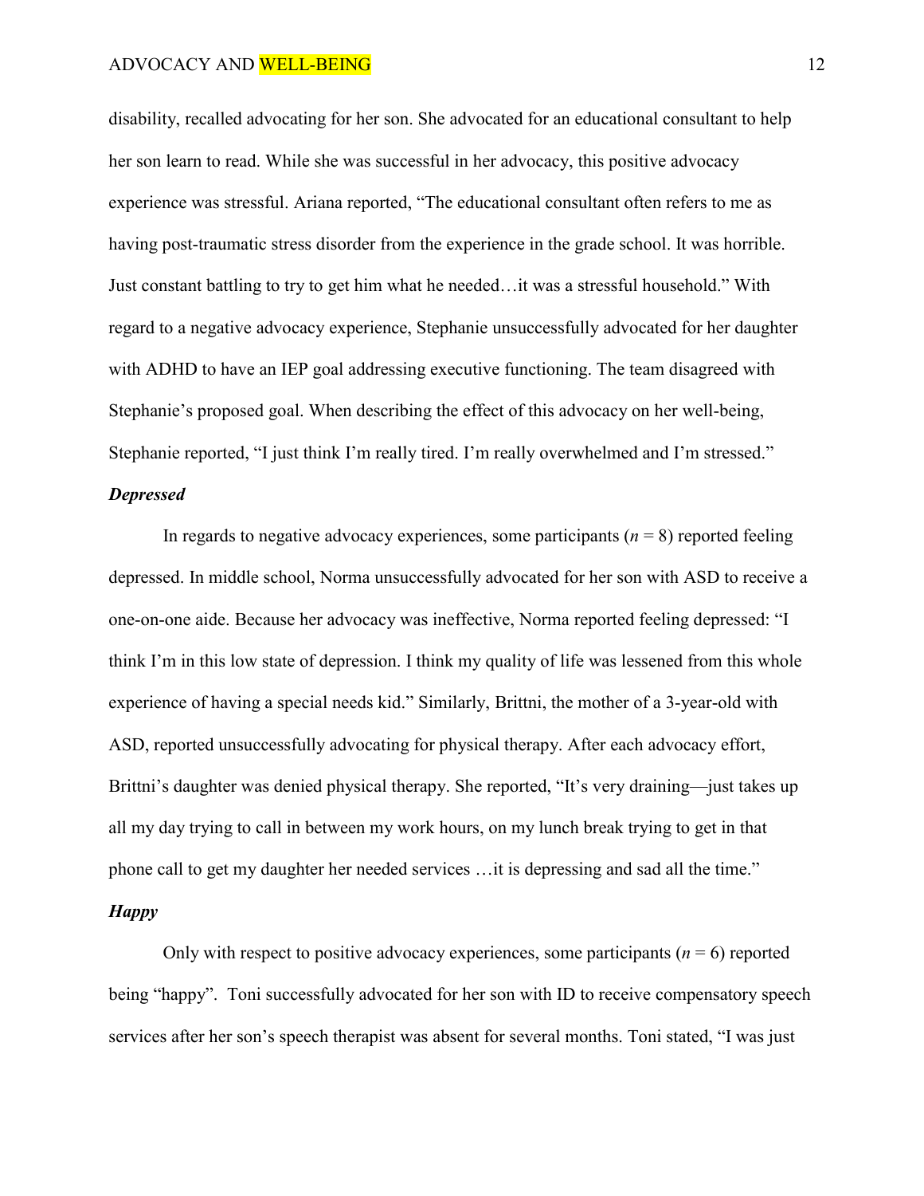disability, recalled advocating for her son. She advocated for an educational consultant to help her son learn to read. While she was successful in her advocacy, this positive advocacy experience was stressful. Ariana reported, "The educational consultant often refers to me as having post-traumatic stress disorder from the experience in the grade school. It was horrible. Just constant battling to try to get him what he needed…it was a stressful household." With regard to a negative advocacy experience, Stephanie unsuccessfully advocated for her daughter with ADHD to have an IEP goal addressing executive functioning. The team disagreed with Stephanie's proposed goal. When describing the effect of this advocacy on her well-being, Stephanie reported, "I just think I'm really tired. I'm really overwhelmed and I'm stressed."

### *Depressed*

In regards to negative advocacy experiences, some participants ($n$ = 8) reported feeling depressed. In middle school, Norma unsuccessfully advocated for her son with ASD to receive a one-on-one aide. Because her advocacy was ineffective, Norma reported feeling depressed: "I think I'm in this low state of depression. I think my quality of life was lessened from this whole experience of having a special needs kid." Similarly, Brittni, the mother of a 3-year-old with ASD, reported unsuccessfully advocating for physical therapy. After each advocacy effort, Brittni's daughter was denied physical therapy. She reported, "It's very draining—just takes up all my day trying to call in between my work hours, on my lunch break trying to get in that phone call to get my daughter her needed services …it is depressing and sad all the time."

### *Happy*

Only with respect to positive advocacy experiences, some participants ($n$ = 6) reported being "happy". Toni successfully advocated for her son with ID to receive compensatory speech services after her son's speech therapist was absent for several months. Toni stated, "I was just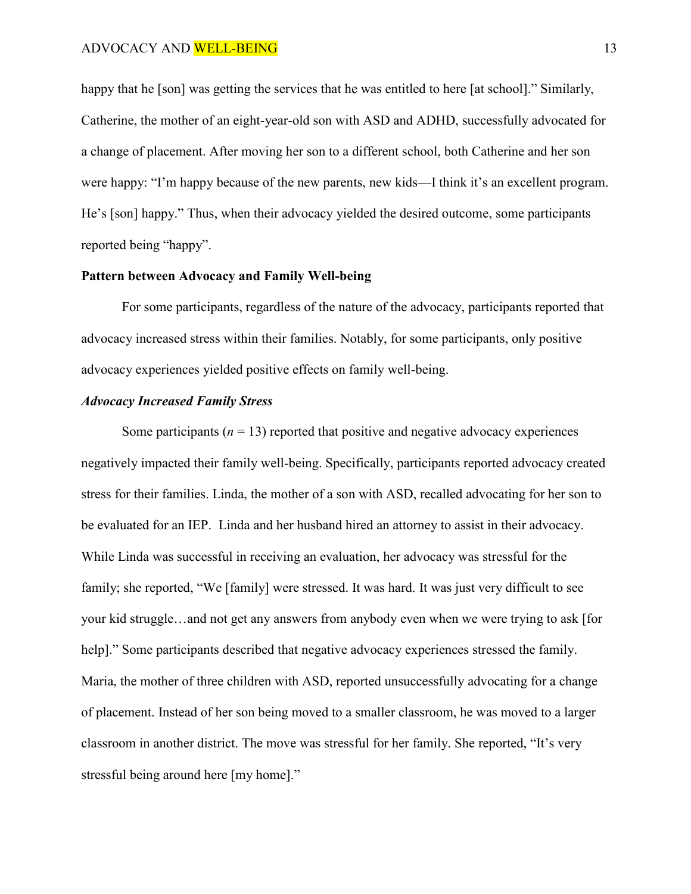happy that he [son] was getting the services that he was entitled to here [at school]." Similarly, Catherine, the mother of an eight-year-old son with ASD and ADHD, successfully advocated for a change of placement. After moving her son to a different school, both Catherine and her son were happy: "I'm happy because of the new parents, new kids—I think it's an excellent program. He's [son] happy." Thus, when their advocacy yielded the desired outcome, some participants reported being "happy".

## Pattern between Advocacy and Family Well-being

For some participants, regardless of the nature of the advocacy, participants reported that advocacy increased stress within their families. Notably, for some participants, only positive advocacy experiences yielded positive effects on family well-being.

### *Advocacy Increased Family Stress*

Some participants ($n$ = 13) reported that positive and negative advocacy experiences negatively impacted their family well-being. Specifically, participants reported advocacy created stress for their families. Linda, the mother of a son with ASD, recalled advocating for her son to be evaluated for an IEP. Linda and her husband hired an attorney to assist in their advocacy. While Linda was successful in receiving an evaluation, her advocacy was stressful for the family; she reported, "We [family] were stressed. It was hard. It was just very difficult to see your kid struggle…and not get any answers from anybody even when we were trying to ask [for help]." Some participants described that negative advocacy experiences stressed the family. Maria, the mother of three children with ASD, reported unsuccessfully advocating for a change of placement. Instead of her son being moved to a smaller classroom, he was moved to a larger classroom in another district. The move was stressful for her family. She reported, "It's very stressful being around here [my home]."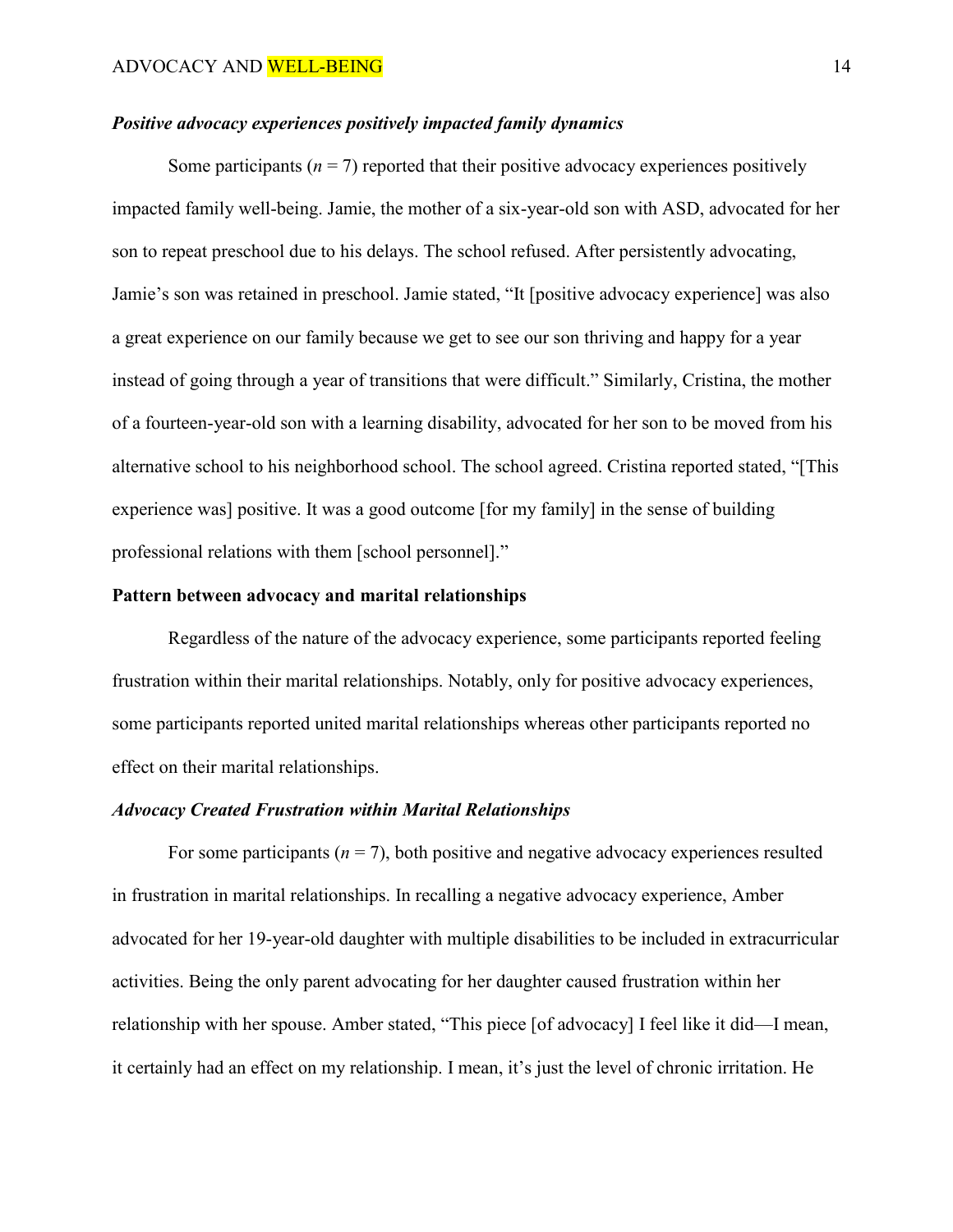### *Positive advocacy experiences positively impacted family dynamics*

Some participants ($n$ = 7) reported that their positive advocacy experiences positively impacted family well-being. Jamie, the mother of a six-year-old son with ASD, advocated for her son to repeat preschool due to his delays. The school refused. After persistently advocating, Jamie's son was retained in preschool. Jamie stated, "It [positive advocacy experience] was also a great experience on our family because we get to see our son thriving and happy for a year instead of going through a year of transitions that were difficult." Similarly, Cristina, the mother of a fourteen-year-old son with a learning disability, advocated for her son to be moved from his alternative school to his neighborhood school. The school agreed. Cristina reported stated, "[This experience was] positive. It was a good outcome [for my family] in the sense of building professional relations with them [school personnel]."

## **Pattern between advocacy and marital relationships**

Regardless of the nature of the advocacy experience, some participants reported feeling frustration within their marital relationships. Notably, only for positive advocacy experiences, some participants reported united marital relationships whereas other participants reported no effect on their marital relationships.

### *Advocacy Created Frustration within Marital Relationships*

For some participants ($n$ = 7), both positive and negative advocacy experiences resulted in frustration in marital relationships. In recalling a negative advocacy experience, Amber advocated for her 19-year-old daughter with multiple disabilities to be included in extracurricular activities. Being the only parent advocating for her daughter caused frustration within her relationship with her spouse. Amber stated, "This piece [of advocacy] I feel like it did—I mean, it certainly had an effect on my relationship. I mean, it's just the level of chronic irritation. He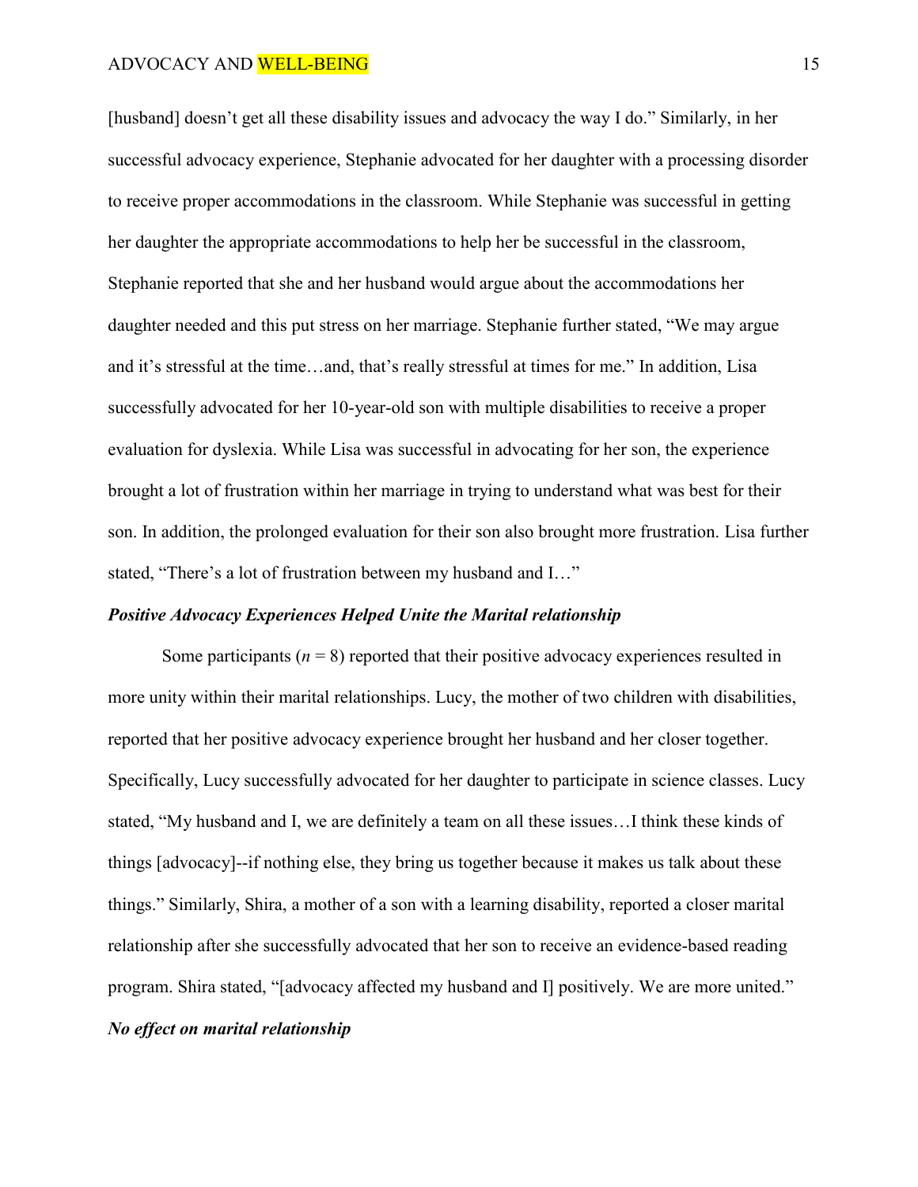[husband] doesn't get all these disability issues and advocacy the way I do." Similarly, in her successful advocacy experience, Stephanie advocated for her daughter with a processing disorder to receive proper accommodations in the classroom. While Stephanie was successful in getting her daughter the appropriate accommodations to help her be successful in the classroom, Stephanie reported that she and her husband would argue about the accommodations her daughter needed and this put stress on her marriage. Stephanie further stated, "We may argue and it's stressful at the time…and, that's really stressful at times for me." In addition, Lisa successfully advocated for her 10-year-old son with multiple disabilities to receive a proper evaluation for dyslexia. While Lisa was successful in advocating for her son, the experience brought a lot of frustration within her marriage in trying to understand what was best for their son. In addition, the prolonged evaluation for their son also brought more frustration. Lisa further stated, "There's a lot of frustration between my husband and I…"

### ***Positive Advocacy Experiences Helped Unite the Marital relationship***

Some participants (*n* = 8) reported that their positive advocacy experiences resulted in more unity within their marital relationships. Lucy, the mother of two children with disabilities, reported that her positive advocacy experience brought her husband and her closer together. Specifically, Lucy successfully advocated for her daughter to participate in science classes. Lucy stated, "My husband and I, we are definitely a team on all these issues…I think these kinds of things [advocacy]--if nothing else, they bring us together because it makes us talk about these things." Similarly, Shira, a mother of a son with a learning disability, reported a closer marital relationship after she successfully advocated that her son to receive an evidence-based reading program. Shira stated, "[advocacy affected my husband and I] positively. We are more united."

### ***No effect on marital relationship***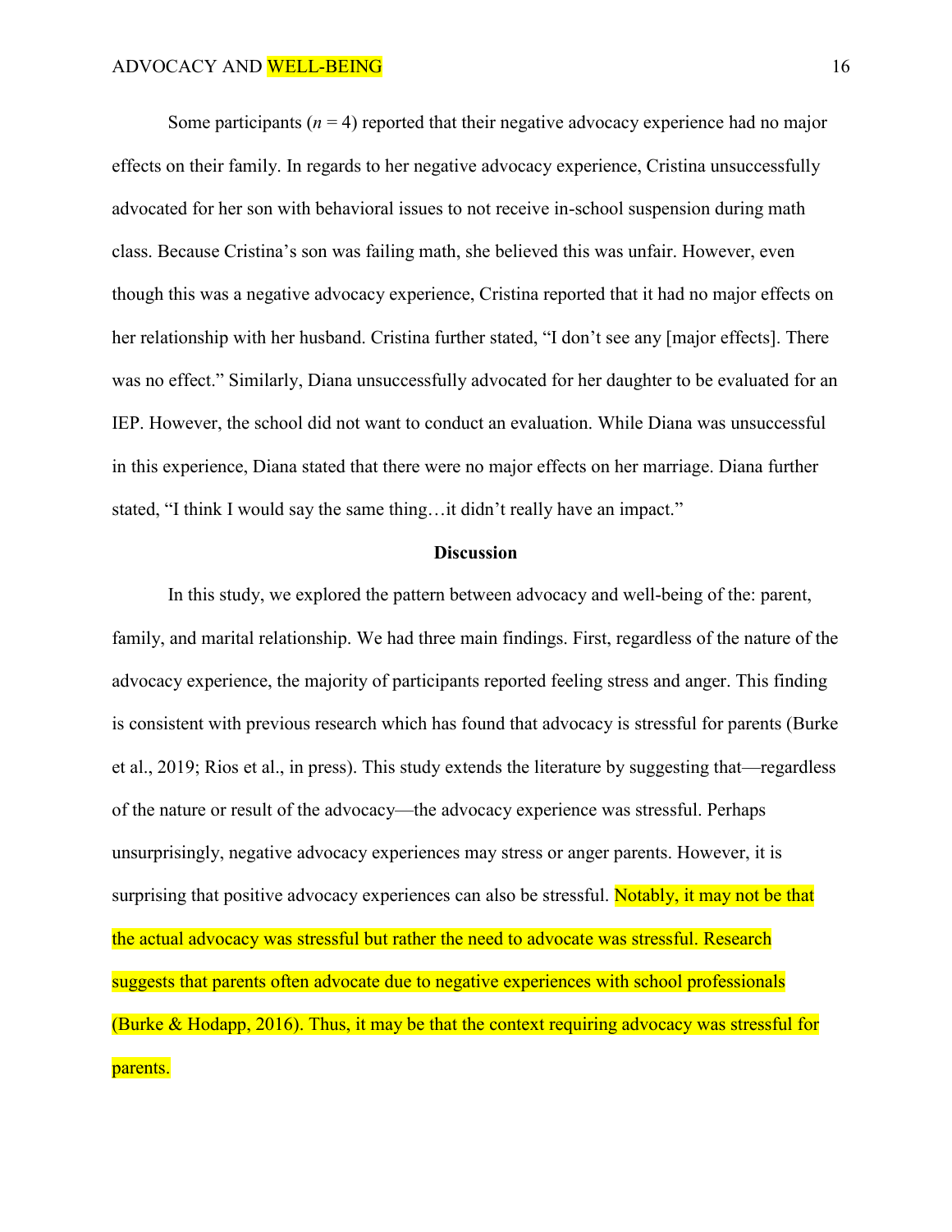Some participants ($n = 4$) reported that their negative advocacy experience had no major effects on their family. In regards to her negative advocacy experience, Cristina unsuccessfully advocated for her son with behavioral issues to not receive in-school suspension during math class. Because Cristina's son was failing math, she believed this was unfair. However, even though this was a negative advocacy experience, Cristina reported that it had no major effects on her relationship with her husband. Cristina further stated, "I don't see any [major effects]. There was no effect." Similarly, Diana unsuccessfully advocated for her daughter to be evaluated for an IEP. However, the school did not want to conduct an evaluation. While Diana was unsuccessful in this experience, Diana stated that there were no major effects on her marriage. Diana further stated, "I think I would say the same thing…it didn't really have an impact."

## Discussion

In this study, we explored the pattern between advocacy and well-being of the: parent, family, and marital relationship. We had three main findings. First, regardless of the nature of the advocacy experience, the majority of participants reported feeling stress and anger. This finding is consistent with previous research which has found that advocacy is stressful for parents (Burke et al., 2019; Rios et al., in press). This study extends the literature by suggesting that—regardless of the nature or result of the advocacy—the advocacy experience was stressful. Perhaps unsurprisingly, negative advocacy experiences may stress or anger parents. However, it is surprising that positive advocacy experiences can also be stressful. Notably, it may not be that the actual advocacy was stressful but rather the need to advocate was stressful. Research suggests that parents often advocate due to negative experiences with school professionals (Burke & Hodapp, 2016). Thus, it may be that the context requiring advocacy was stressful for parents.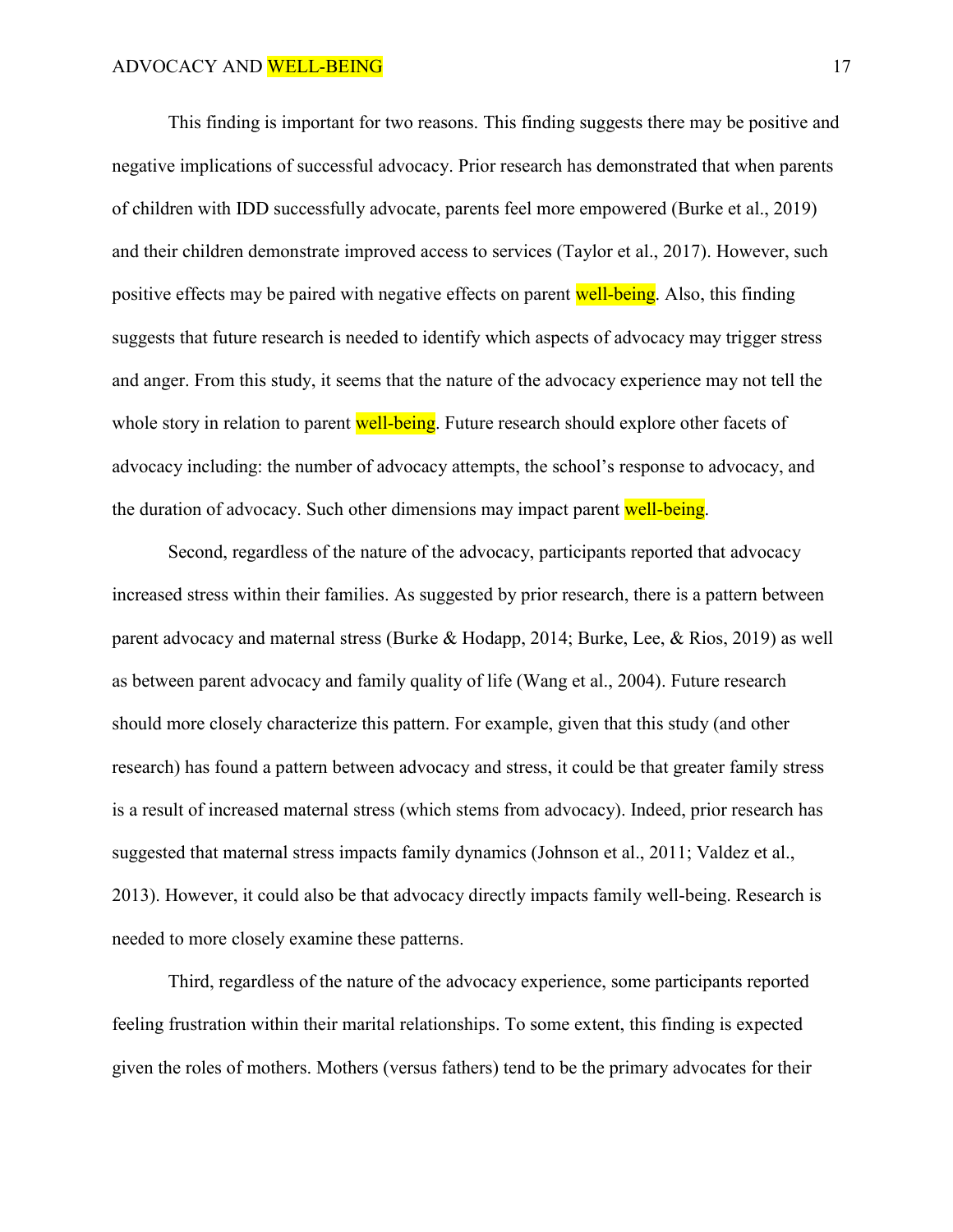This finding is important for two reasons. This finding suggests there may be positive and negative implications of successful advocacy. Prior research has demonstrated that when parents of children with IDD successfully advocate, parents feel more empowered (Burke et al., 2019) and their children demonstrate improved access to services (Taylor et al., 2017). However, such positive effects may be paired with negative effects on parent well-being. Also, this finding suggests that future research is needed to identify which aspects of advocacy may trigger stress and anger. From this study, it seems that the nature of the advocacy experience may not tell the whole story in relation to parent well-being. Future research should explore other facets of advocacy including: the number of advocacy attempts, the school's response to advocacy, and the duration of advocacy. Such other dimensions may impact parent well-being.

Second, regardless of the nature of the advocacy, participants reported that advocacy increased stress within their families. As suggested by prior research, there is a pattern between parent advocacy and maternal stress (Burke & Hodapp, 2014; Burke, Lee, & Rios, 2019) as well as between parent advocacy and family quality of life (Wang et al., 2004). Future research should more closely characterize this pattern. For example, given that this study (and other research) has found a pattern between advocacy and stress, it could be that greater family stress is a result of increased maternal stress (which stems from advocacy). Indeed, prior research has suggested that maternal stress impacts family dynamics (Johnson et al., 2011; Valdez et al., 2013). However, it could also be that advocacy directly impacts family well-being. Research is needed to more closely examine these patterns.

Third, regardless of the nature of the advocacy experience, some participants reported feeling frustration within their marital relationships. To some extent, this finding is expected given the roles of mothers. Mothers (versus fathers) tend to be the primary advocates for their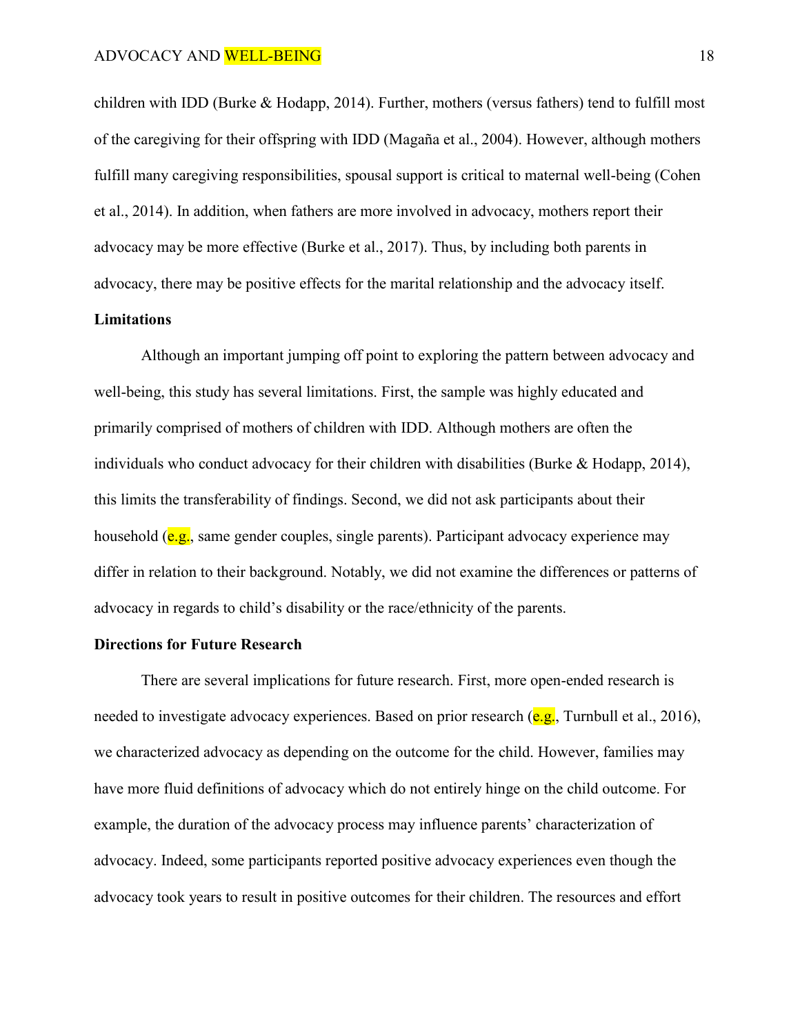children with IDD (Burke & Hodapp, 2014). Further, mothers (versus fathers) tend to fulfill most of the caregiving for their offspring with IDD (Magaña et al., 2004). However, although mothers fulfill many caregiving responsibilities, spousal support is critical to maternal well-being (Cohen et al., 2014). In addition, when fathers are more involved in advocacy, mothers report their advocacy may be more effective (Burke et al., 2017). Thus, by including both parents in advocacy, there may be positive effects for the marital relationship and the advocacy itself.

**Limitations**

Although an important jumping off point to exploring the pattern between advocacy and well-being, this study has several limitations. First, the sample was highly educated and primarily comprised of mothers of children with IDD. Although mothers are often the individuals who conduct advocacy for their children with disabilities (Burke & Hodapp, 2014), this limits the transferability of findings. Second, we did not ask participants about their household (e.g., same gender couples, single parents). Participant advocacy experience may differ in relation to their background. Notably, we did not examine the differences or patterns of advocacy in regards to child's disability or the race/ethnicity of the parents.

**Directions for Future Research**

There are several implications for future research. First, more open-ended research is needed to investigate advocacy experiences. Based on prior research (e.g., Turnbull et al., 2016), we characterized advocacy as depending on the outcome for the child. However, families may have more fluid definitions of advocacy which do not entirely hinge on the child outcome. For example, the duration of the advocacy process may influence parents' characterization of advocacy. Indeed, some participants reported positive advocacy experiences even though the advocacy took years to result in positive outcomes for their children. The resources and effort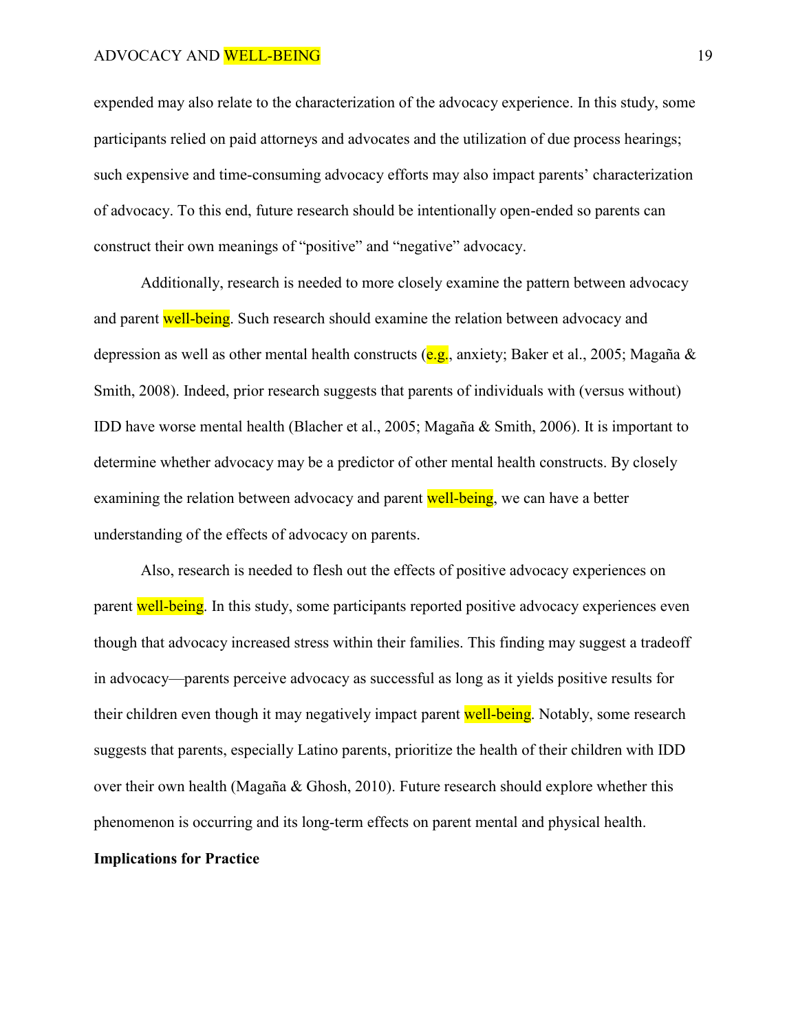expended may also relate to the characterization of the advocacy experience. In this study, some participants relied on paid attorneys and advocates and the utilization of due process hearings; such expensive and time-consuming advocacy efforts may also impact parents' characterization of advocacy. To this end, future research should be intentionally open-ended so parents can construct their own meanings of "positive" and "negative" advocacy.

Additionally, research is needed to more closely examine the pattern between advocacy and parent well-being. Such research should examine the relation between advocacy and depression as well as other mental health constructs (e.g., anxiety; Baker et al., 2005; Magaña & Smith, 2008). Indeed, prior research suggests that parents of individuals with (versus without) IDD have worse mental health (Blacher et al., 2005; Magaña & Smith, 2006). It is important to determine whether advocacy may be a predictor of other mental health constructs. By closely examining the relation between advocacy and parent well-being, we can have a better understanding of the effects of advocacy on parents.

Also, research is needed to flesh out the effects of positive advocacy experiences on parent well-being. In this study, some participants reported positive advocacy experiences even though that advocacy increased stress within their families. This finding may suggest a tradeoff in advocacy—parents perceive advocacy as successful as long as it yields positive results for their children even though it may negatively impact parent well-being. Notably, some research suggests that parents, especially Latino parents, prioritize the health of their children with IDD over their own health (Magaña & Ghosh, 2010). Future research should explore whether this phenomenon is occurring and its long-term effects on parent mental and physical health.

**Implications for Practice**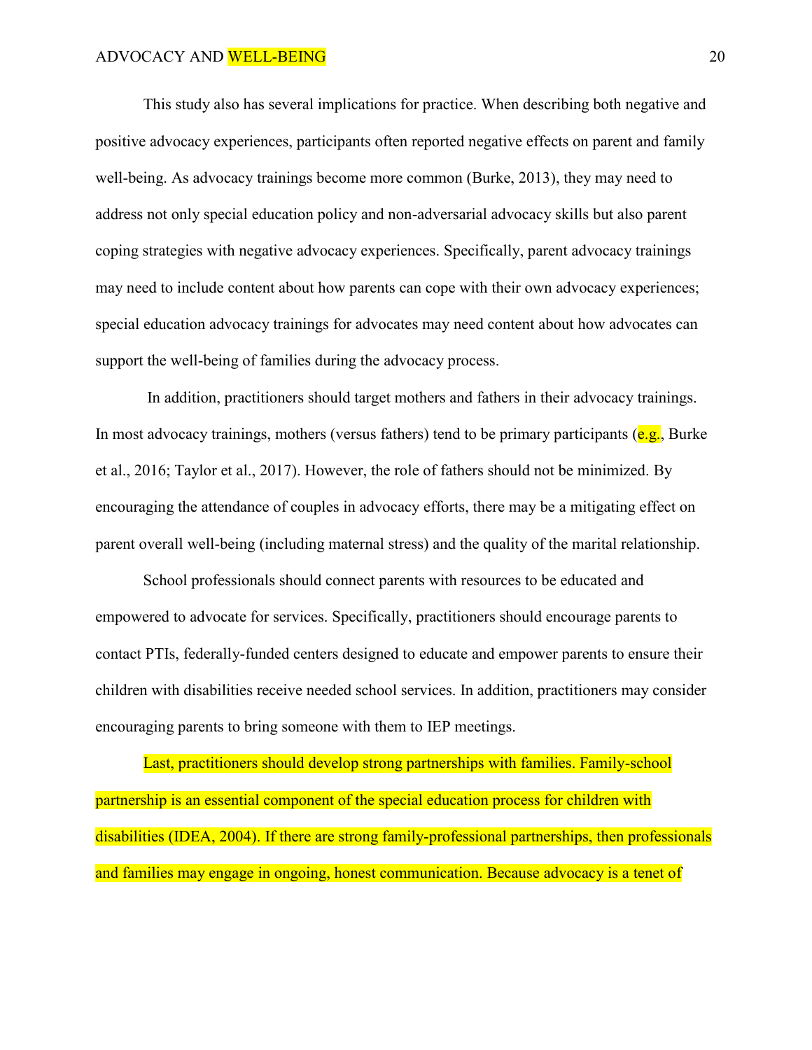This study also has several implications for practice. When describing both negative and positive advocacy experiences, participants often reported negative effects on parent and family well-being. As advocacy trainings become more common (Burke, 2013), they may need to address not only special education policy and non-adversarial advocacy skills but also parent coping strategies with negative advocacy experiences. Specifically, parent advocacy trainings may need to include content about how parents can cope with their own advocacy experiences; special education advocacy trainings for advocates may need content about how advocates can support the well-being of families during the advocacy process.

In addition, practitioners should target mothers and fathers in their advocacy trainings. In most advocacy trainings, mothers (versus fathers) tend to be primary participants (e.g., Burke et al., 2016; Taylor et al., 2017). However, the role of fathers should not be minimized. By encouraging the attendance of couples in advocacy efforts, there may be a mitigating effect on parent overall well-being (including maternal stress) and the quality of the marital relationship.

School professionals should connect parents with resources to be educated and empowered to advocate for services. Specifically, practitioners should encourage parents to contact PTIs, federally-funded centers designed to educate and empower parents to ensure their children with disabilities receive needed school services. In addition, practitioners may consider encouraging parents to bring someone with them to IEP meetings.

Last, practitioners should develop strong partnerships with families. Family-school partnership is an essential component of the special education process for children with disabilities (IDEA, 2004). If there are strong family-professional partnerships, then professionals and families may engage in ongoing, honest communication. Because advocacy is a tenet of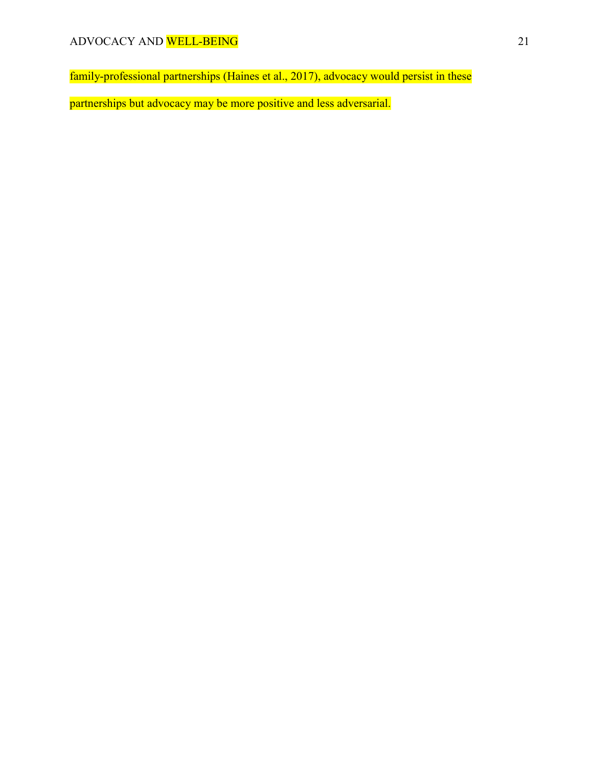family-professional partnerships (Haines et al., 2017), advocacy would persist in these partnerships but advocacy may be more positive and less adversarial.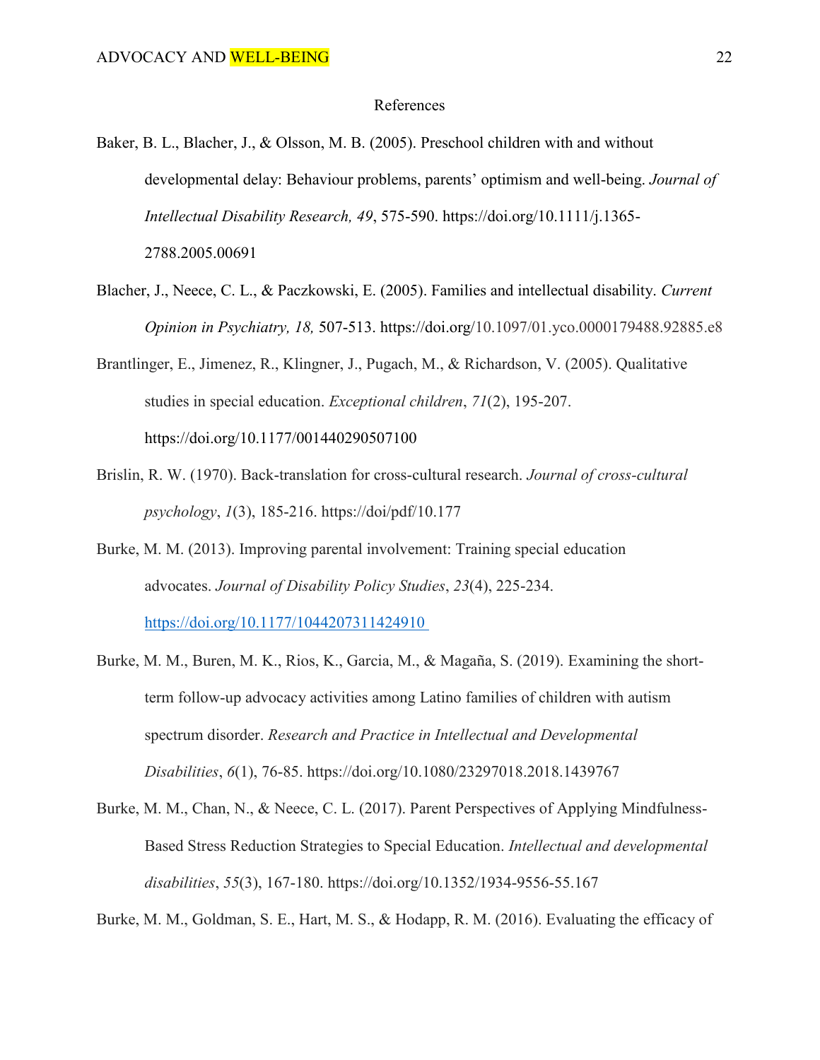# References

Baker, B. L., Blacher, J., & Olsson, M. B. (2005). Preschool children with and without developmental delay: Behaviour problems, parents' optimism and well-being. *Journal of Intellectual Disability Research, 49*, 575-590. https://doi.org/10.1111/j.1365-2788.2005.00691

Blacher, J., Neece, C. L., & Paczkowski, E. (2005). Families and intellectual disability. *Current Opinion in Psychiatry, 18,* 507-513. https://doi.org/10.1097/01.yco.0000179488.92885.e8

Brantlinger, E., Jimenez, R., Klingner, J., Pugach, M., & Richardson, V. (2005). Qualitative studies in special education. *Exceptional children*, *71*(2), 195-207. https://doi.org/10.1177/001440290507100

Brislin, R. W. (1970). Back-translation for cross-cultural research. *Journal of cross-cultural psychology*, *1*(3), 185-216. https://doi/pdf/10.177

Burke, M. M. (2013). Improving parental involvement: Training special education advocates. *Journal of Disability Policy Studies*, *23*(4), 225-234. https://doi.org/10.1177/1044207311424910

Burke, M. M., Buren, M. K., Rios, K., Garcia, M., & Magaña, S. (2019). Examining the short-term follow-up advocacy activities among Latino families of children with autism spectrum disorder. *Research and Practice in Intellectual and Developmental Disabilities*, *6*(1), 76-85. https://doi.org/10.1080/23297018.2018.1439767

Burke, M. M., Chan, N., & Neece, C. L. (2017). Parent Perspectives of Applying Mindfulness-Based Stress Reduction Strategies to Special Education. *Intellectual and developmental disabilities*, *55*(3), 167-180. https://doi.org/10.1352/1934-9556-55.167

Burke, M. M., Goldman, S. E., Hart, M. S., & Hodapp, R. M. (2016). Evaluating the efficacy of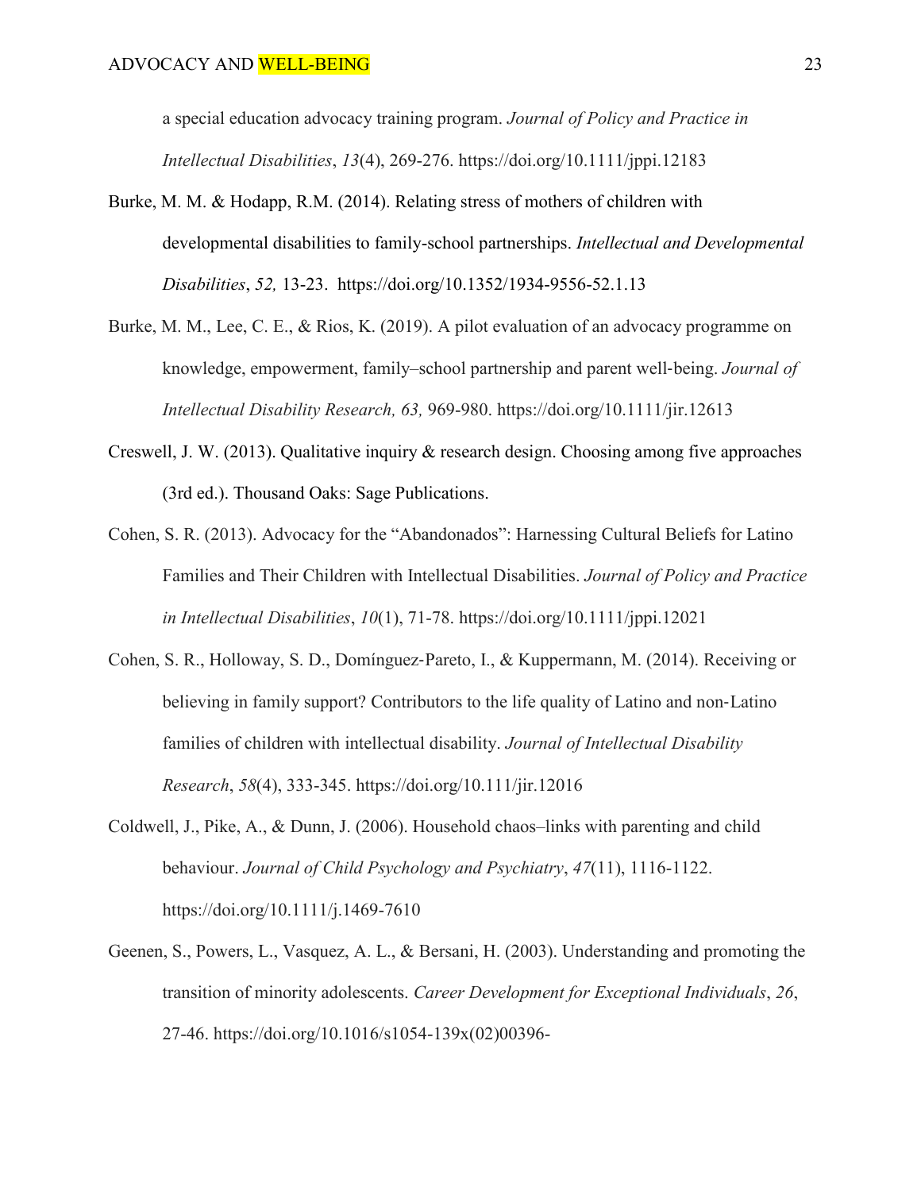a special education advocacy training program. *Journal of Policy and Practice in Intellectual Disabilities*, *13*(4), 269-276. https://doi.org/10.1111/jppi.12183

Burke, M. M. & Hodapp, R.M. (2014). Relating stress of mothers of children with developmental disabilities to family-school partnerships. *Intellectual and Developmental Disabilities*, *52,* 13-23. https://doi.org/10.1352/1934-9556-52.1.13

Burke, M. M., Lee, C. E., & Rios, K. (2019). A pilot evaluation of an advocacy programme on knowledge, empowerment, family–school partnership and parent well-being. *Journal of Intellectual Disability Research, 63,* 969-980. https://doi.org/10.1111/jir.12613

Creswell, J. W. (2013). Qualitative inquiry & research design. Choosing among five approaches (3rd ed.). Thousand Oaks: Sage Publications.

Cohen, S. R. (2013). Advocacy for the "Abandonados": Harnessing Cultural Beliefs for Latino Families and Their Children with Intellectual Disabilities. *Journal of Policy and Practice in Intellectual Disabilities*, *10*(1), 71-78. https://doi.org/10.1111/jppi.12021

Cohen, S. R., Holloway, S. D., Domínguez‐Pareto, I., & Kuppermann, M. (2014). Receiving or believing in family support? Contributors to the life quality of Latino and non‐Latino families of children with intellectual disability. *Journal of Intellectual Disability Research*, *58*(4), 333-345. https://doi.org/10.111/jir.12016

Coldwell, J., Pike, A., & Dunn, J. (2006). Household chaos–links with parenting and child behaviour. *Journal of Child Psychology and Psychiatry*, *47*(11), 1116-1122. https://doi.org/10.1111/j.1469-7610

Geenen, S., Powers, L., Vasquez, A. L., & Bersani, H. (2003). Understanding and promoting the transition of minority adolescents. *Career Development for Exceptional Individuals*, *26*, 27-46. https://doi.org/10.1016/s1054-139x(02)00396-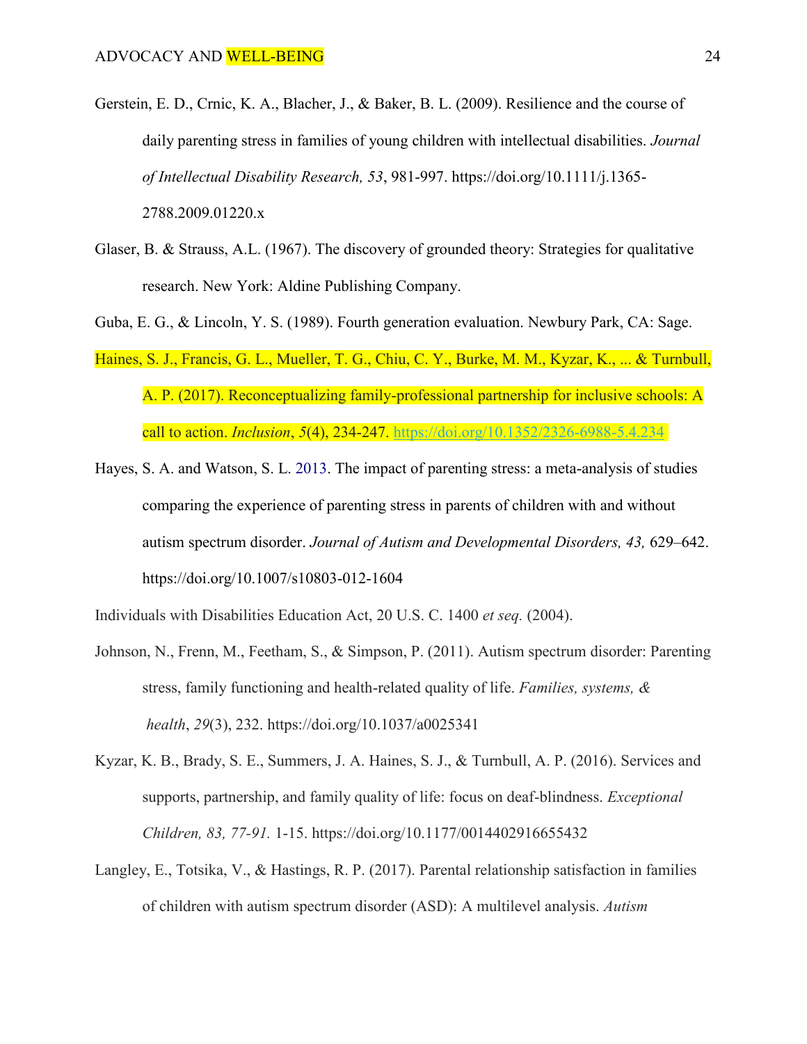Gerstein, E. D., Crnic, K. A., Blacher, J., & Baker, B. L. (2009). Resilience and the course of daily parenting stress in families of young children with intellectual disabilities. *Journal of Intellectual Disability Research, 53*, 981-997. https://doi.org/10.1111/j.1365-2788.2009.01220.x

Glaser, B. & Strauss, A.L. (1967). The discovery of grounded theory: Strategies for qualitative research. New York: Aldine Publishing Company.

Guba, E. G., & Lincoln, Y. S. (1989). Fourth generation evaluation. Newbury Park, CA: Sage.

Haines, S. J., Francis, G. L., Mueller, T. G., Chiu, C. Y., Burke, M. M., Kyzar, K., ... & Turnbull, A. P. (2017). Reconceptualizing family-professional partnership for inclusive schools: A call to action. *Inclusion*, *5*(4), 234-247. https://doi.org/10.1352/2326-6988-5.4.234

Hayes, S. A. and Watson, S. L. 2013. The impact of parenting stress: a meta-analysis of studies comparing the experience of parenting stress in parents of children with and without autism spectrum disorder. *Journal of Autism and Developmental Disorders, 43,* 629–642. https://doi.org/10.1007/s10803-012-1604

Individuals with Disabilities Education Act, 20 U.S. C. 1400 *et seq.* (2004).

Johnson, N., Frenn, M., Feetham, S., & Simpson, P. (2011). Autism spectrum disorder: Parenting stress, family functioning and health-related quality of life. *Families, systems, & health*, *29*(3), 232. https://doi.org/10.1037/a0025341

Kyzar, K. B., Brady, S. E., Summers, J. A. Haines, S. J., & Turnbull, A. P. (2016). Services and supports, partnership, and family quality of life: focus on deaf-blindness. *Exceptional Children, 83, 77-91.* 1-15. https://doi.org/10.1177/0014402916655432

Langley, E., Totsika, V., & Hastings, R. P. (2017). Parental relationship satisfaction in families of children with autism spectrum disorder (ASD): A multilevel analysis. *Autism*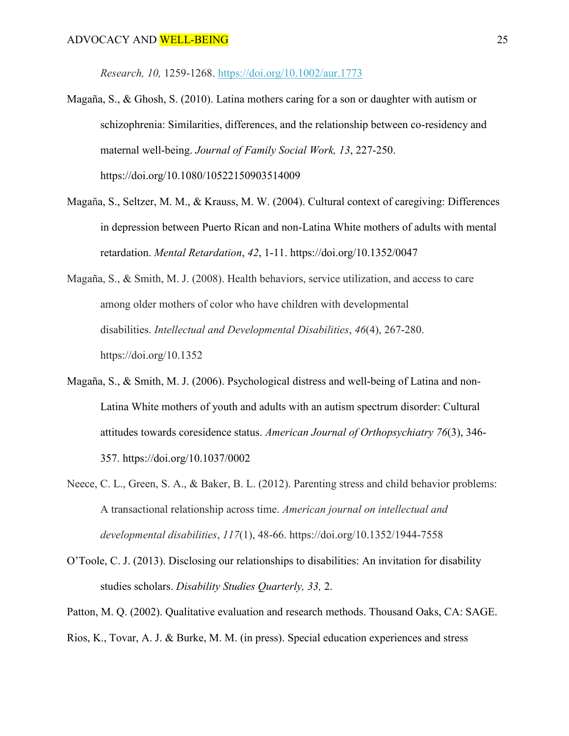*Research, 10,* 1259-1268. https://doi.org/10.1002/aur.1773

Magaña, S., & Ghosh, S. (2010). Latina mothers caring for a son or daughter with autism or schizophrenia: Similarities, differences, and the relationship between co-residency and maternal well-being. *Journal of Family Social Work, 13*, 227-250. https://doi.org/10.1080/10522150903514009

Magaña, S., Seltzer, M. M., & Krauss, M. W. (2004). Cultural context of caregiving: Differences in depression between Puerto Rican and non-Latina White mothers of adults with mental retardation. *Mental Retardation*, *42*, 1-11. https://doi.org/10.1352/0047

Magaña, S., & Smith, M. J. (2008). Health behaviors, service utilization, and access to care among older mothers of color who have children with developmental disabilities. *Intellectual and Developmental Disabilities*, *46*(4), 267-280. https://doi.org/10.1352

Magaña, S., & Smith, M. J. (2006). Psychological distress and well-being of Latina and non-Latina White mothers of youth and adults with an autism spectrum disorder: Cultural attitudes towards coresidence status. *American Journal of Orthopsychiatry 76*(3), 346-357. https://doi.org/10.1037/0002

Neece, C. L., Green, S. A., & Baker, B. L. (2012). Parenting stress and child behavior problems: A transactional relationship across time. *American journal on intellectual and developmental disabilities*, *117*(1), 48-66. https://doi.org/10.1352/1944-7558

O'Toole, C. J. (2013). Disclosing our relationships to disabilities: An invitation for disability studies scholars. *Disability Studies Quarterly, 33,* 2.

Patton, M. Q. (2002). Qualitative evaluation and research methods. Thousand Oaks, CA: SAGE.

Rios, K., Tovar, A. J. & Burke, M. M. (in press). Special education experiences and stress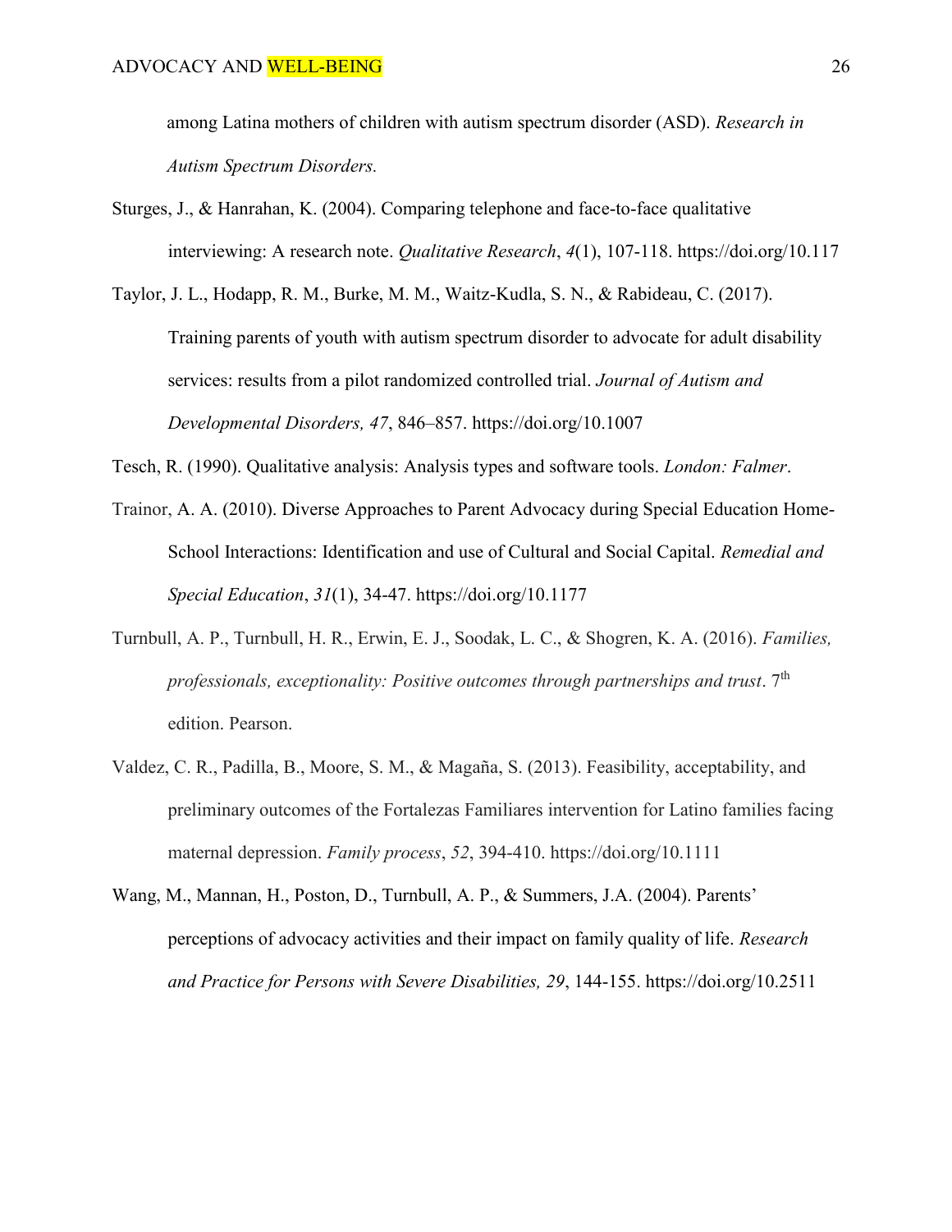among Latina mothers of children with autism spectrum disorder (ASD). *Research in Autism Spectrum Disorders.*

Sturges, J., & Hanrahan, K. (2004). Comparing telephone and face-to-face qualitative interviewing: A research note. *Qualitative Research*, *4*(1), 107-118. https://doi.org/10.117

Taylor, J. L., Hodapp, R. M., Burke, M. M., Waitz-Kudla, S. N., & Rabideau, C. (2017). Training parents of youth with autism spectrum disorder to advocate for adult disability services: results from a pilot randomized controlled trial. *Journal of Autism and Developmental Disorders, 47*, 846–857. https://doi.org/10.1007

Tesch, R. (1990). Qualitative analysis: Analysis types and software tools. *London: Falmer*.

Trainor, A. A. (2010). Diverse Approaches to Parent Advocacy during Special Education Home-School Interactions: Identification and use of Cultural and Social Capital. *Remedial and Special Education*, *31*(1), 34-47. https://doi.org/10.1177

Turnbull, A. P., Turnbull, H. R., Erwin, E. J., Soodak, L. C., & Shogren, K. A. (2016). *Families, professionals, exceptionality: Positive outcomes through partnerships and trust*. 7th edition. Pearson.

Valdez, C. R., Padilla, B., Moore, S. M., & Magaña, S. (2013). Feasibility, acceptability, and preliminary outcomes of the Fortalezas Familiares intervention for Latino families facing maternal depression. *Family process*, *52*, 394-410. https://doi.org/10.1111

Wang, M., Mannan, H., Poston, D., Turnbull, A. P., & Summers, J.A. (2004). Parents' perceptions of advocacy activities and their impact on family quality of life. *Research and Practice for Persons with Severe Disabilities, 29*, 144-155. https://doi.org/10.2511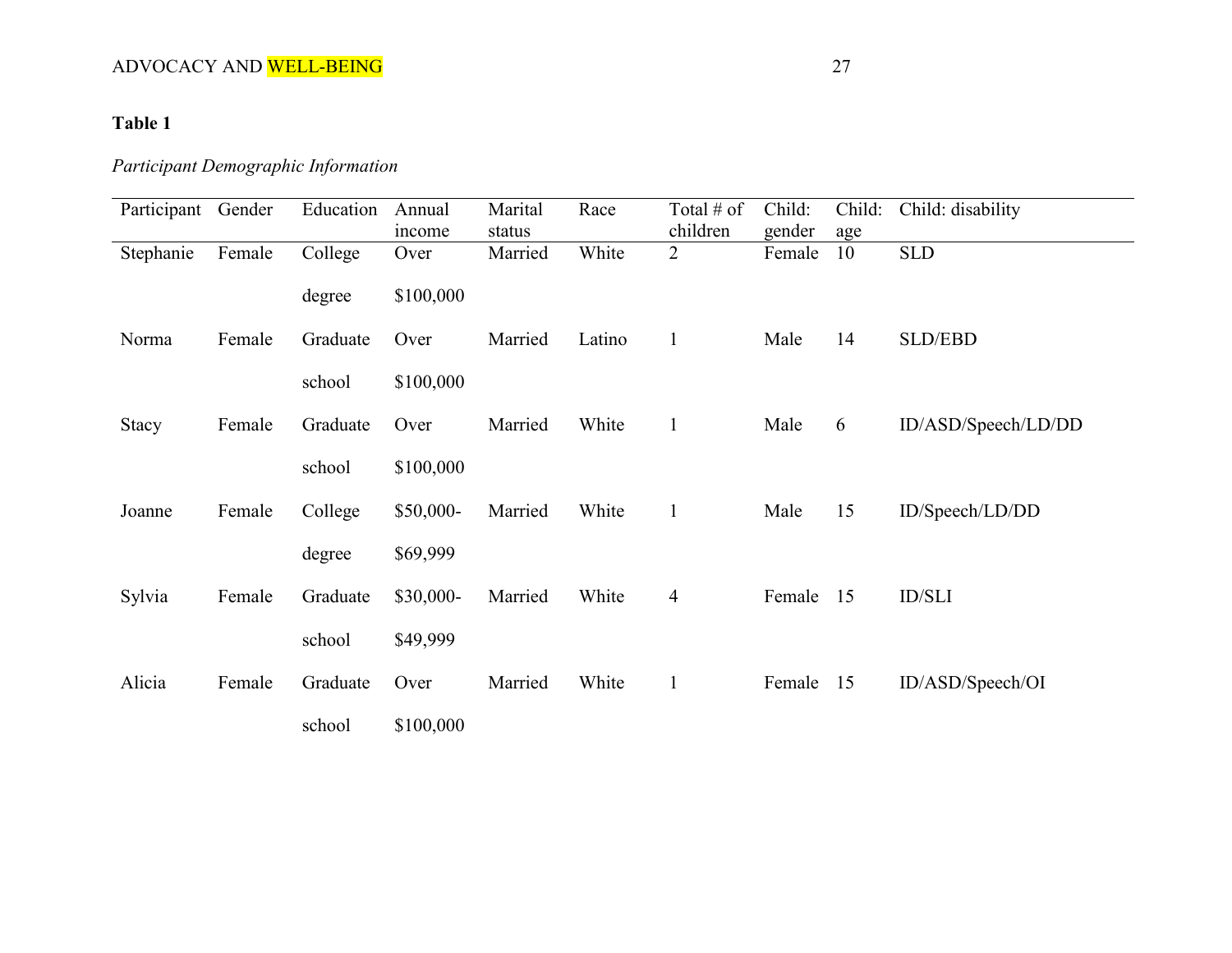**Table 1**

*Participant Demographic Information*

| Participant | Gender | Education | Annual income | Marital status | Race | Total # of children | Child: gender | Child: age | Child: disability |
|---|---|---|---|---|---|---|---|---|---|
| Stephanie | Female | College degree | Over $100,000 | Married | White | 2 | Female | 10 | SLD |
| Norma | Female | Graduate school | Over $100,000 | Married | Latino | 1 | Male | 14 | SLD/EBD |
| Stacy | Female | Graduate school | Over $100,000 | Married | White | 1 | Male | 6 | ID/ASD/Speech/LD/DD |
| Joanne | Female | College degree | $50,000-$69,999 | Married | White | 1 | Male | 15 | ID/Speech/LD/DD |
| Sylvia | Female | Graduate school | $30,000-$49,999 | Married | White | 4 | Female | 15 | ID/SLI |
| Alicia | Female | Graduate school | Over $100,000 | Married | White | 1 | Female | 15 | ID/ASD/Speech/OI |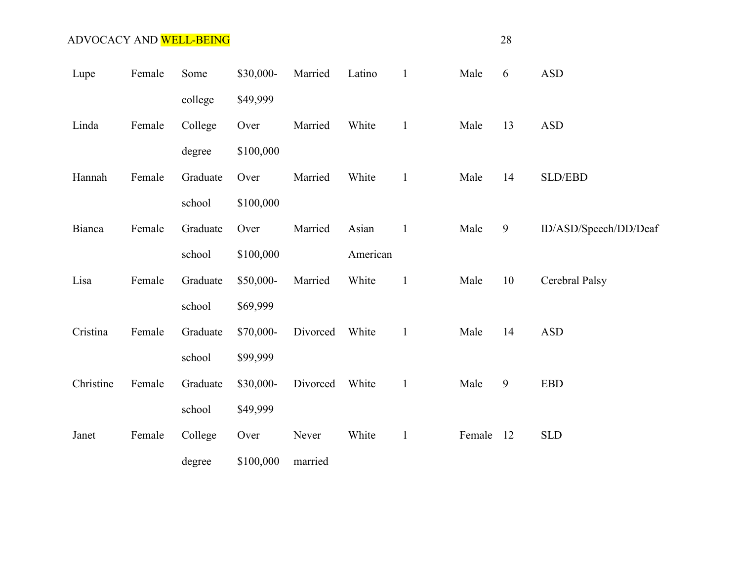| | | | | | | | | | |
|---|---|---|---|---|---|---|---|---|---|
| Lupe | Female | Some college | $30,000-$49,999 | Married | Latino | 1 | Male | 6 | ASD |
| Linda | Female | College degree | Over $100,000 | Married | White | 1 | Male | 13 | ASD |
| Hannah | Female | Graduate school | Over $100,000 | Married | White | 1 | Male | 14 | SLD/EBD |
| Bianca | Female | Graduate school | Over $100,000 | Married | Asian American | 1 | Male | 9 | ID/ASD/Speech/DD/Deaf |
| Lisa | Female | Graduate school | $50,000-$69,999 | Married | White | 1 | Male | 10 | Cerebral Palsy |
| Cristina | Female | Graduate school | $70,000-$99,999 | Divorced | White | 1 | Male | 14 | ASD |
| Christine | Female | Graduate school | $30,000-$49,999 | Divorced | White | 1 | Male | 9 | EBD |
| Janet | Female | College degree | Over $100,000 | Never married | White | 1 | Female | 12 | SLD |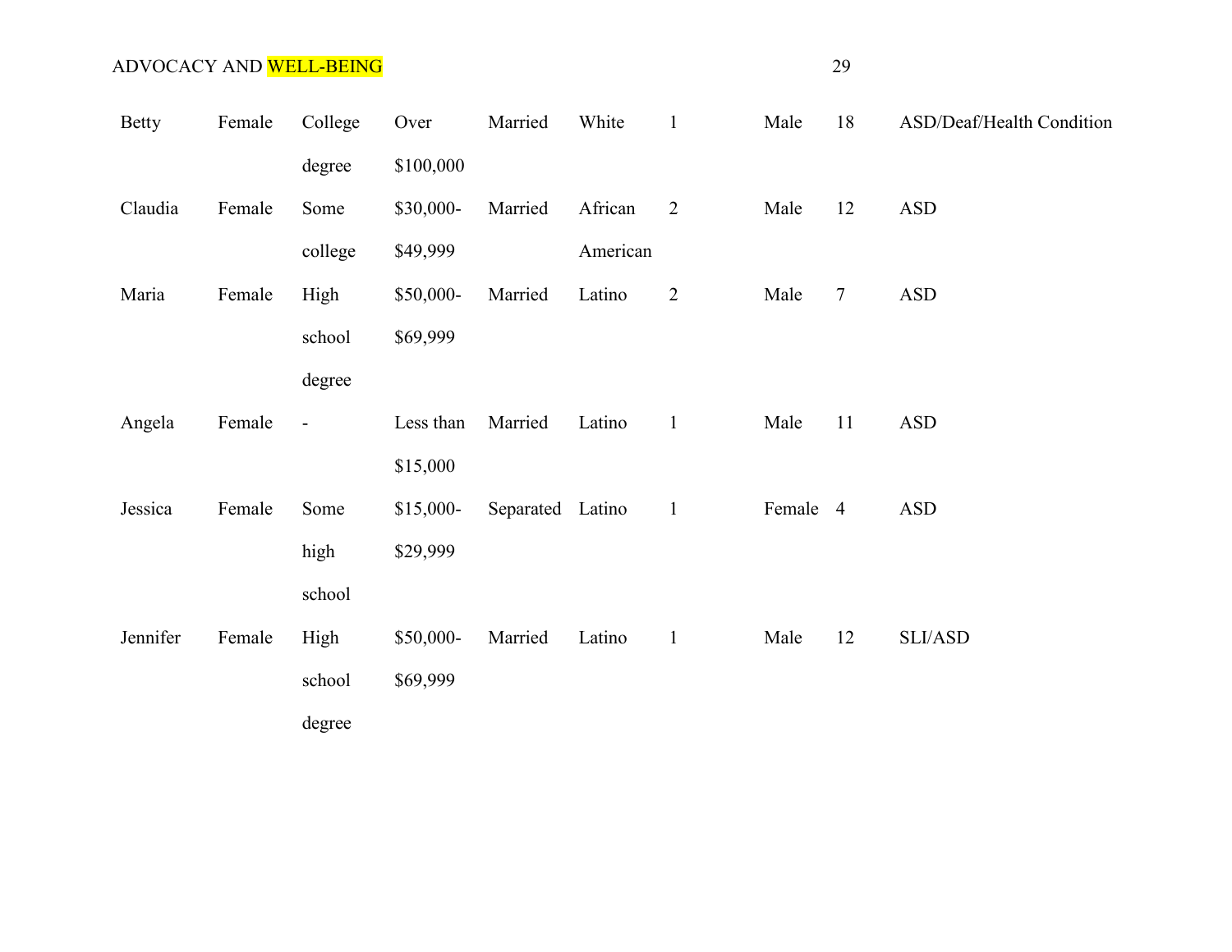| | | | | | | | | | |
|---|---|---|---|---|---|---|---|---|---|
| Betty | Female | College degree | Over $100,000 | Married | White | 1 | Male | 18 | ASD/Deaf/Health Condition |
| Claudia | Female | Some college | $30,000-$49,999 | Married | African American | 2 | Male | 12 | ASD |
| Maria | Female | High school degree | $50,000-$69,999 | Married | Latino | 2 | Male | 7 | ASD |
| Angela | Female | - | Less than $15,000 | Married | Latino | 1 | Male | 11 | ASD |
| Jessica | Female | Some high school | $15,000-$29,999 | Separated | Latino | 1 | Female | 4 | ASD |
| Jennifer | Female | High school degree | $50,000-$69,999 | Married | Latino | 1 | Male | 12 | SLI/ASD |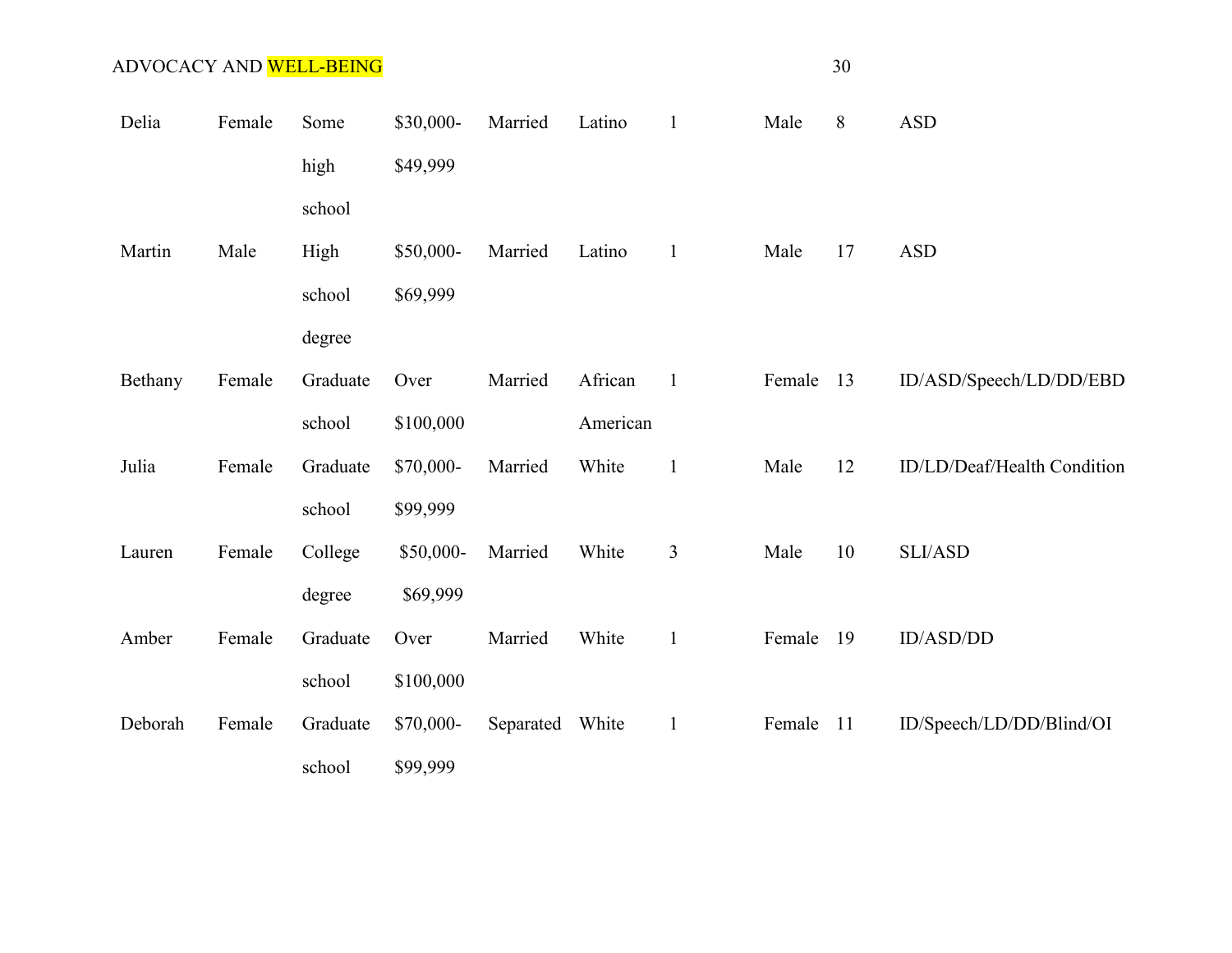| | | | | | | | | | |
|---|---|---|---|---|---|---|---|---|---|
| Delia | Female | Some high school | $30,000-$49,999 | Married | Latino | 1 | Male | 8 | ASD |
| Martin | Male | High school degree | $50,000-$69,999 | Married | Latino | 1 | Male | 17 | ASD |
| Bethany | Female | Graduate school | Over $100,000 | Married | African American | 1 | Female | 13 | ID/ASD/Speech/LD/DD/EBD |
| Julia | Female | Graduate school | $70,000-$99,999 | Married | White | 1 | Male | 12 | ID/LD/Deaf/Health Condition |
| Lauren | Female | College degree | $50,000-$69,999 | Married | White | 3 | Male | 10 | SLI/ASD |
| Amber | Female | Graduate school | Over $100,000 | Married | White | 1 | Female | 19 | ID/ASD/DD |
| Deborah | Female | Graduate school | $70,000-$99,999 | Separated | White | 1 | Female | 11 | ID/Speech/LD/DD/Blind/OI |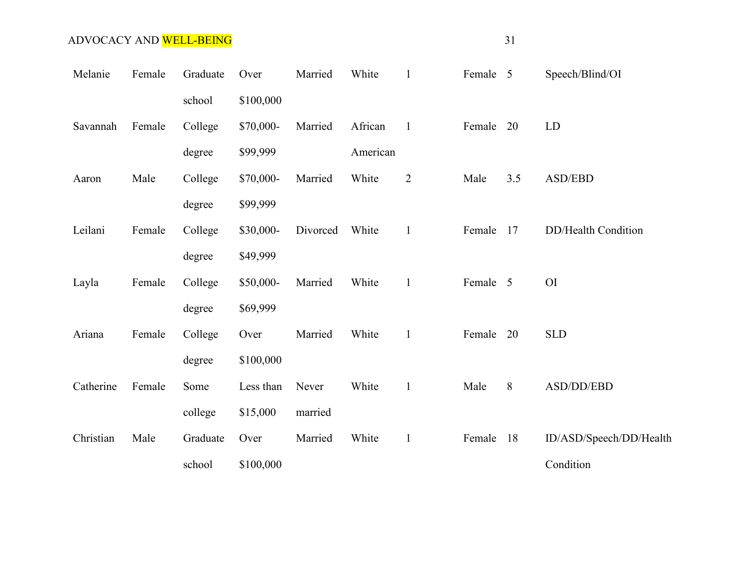| | | | | | | | | | |
|---|---|---|---|---|---|---|---|---|---|
| Melanie | Female | Graduate school | Over $100,000 | Married | White | 1 | Female | 5 | Speech/Blind/OI |
| Savannah | Female | College degree | $70,000-$99,999 | Married | African American | 1 | Female | 20 | LD |
| Aaron | Male | College degree | $70,000-$99,999 | Married | White | 2 | Male | 3.5 | ASD/EBD |
| Leilani | Female | College degree | $30,000-$49,999 | Divorced | White | 1 | Female | 17 | DD/Health Condition |
| Layla | Female | College degree | $50,000-$69,999 | Married | White | 1 | Female | 5 | OI |
| Ariana | Female | College degree | Over $100,000 | Married | White | 1 | Female | 20 | SLD |
| Catherine | Female | Some college | Less than $15,000 | Never married | White | 1 | Male | 8 | ASD/DD/EBD |
| Christian | Male | Graduate school | Over $100,000 | Married | White | 1 | Female | 18 | ID/ASD/Speech/DD/Health Condition |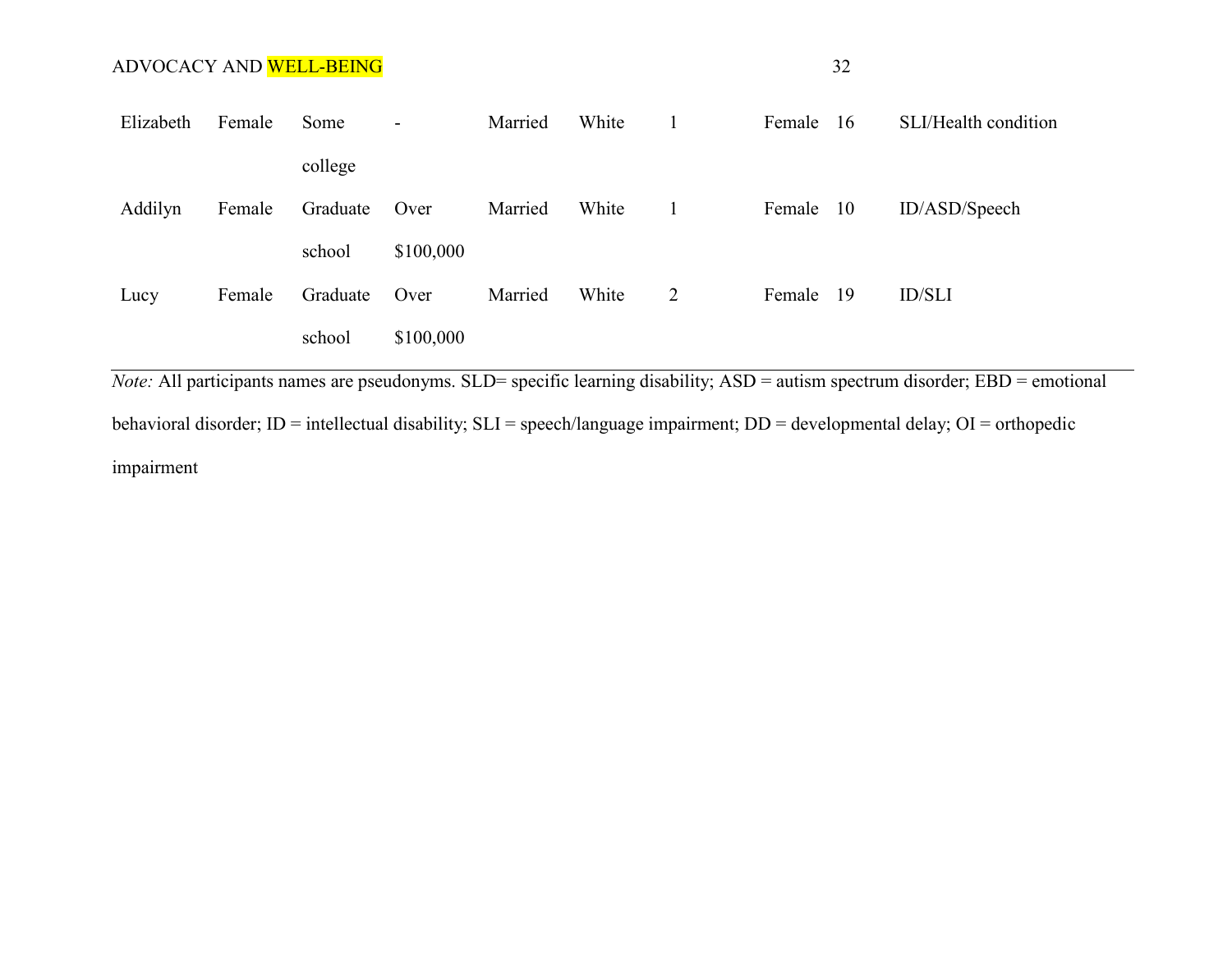| | | | | | | | | | |
|---|---|---|---|---|---|---|---|---|---|
| Elizabeth | Female | Some college | - | Married | White | 1 | Female | 16 | SLI/Health condition |
| Addilyn | Female | Graduate school | Over $100,000 | Married | White | 1 | Female | 10 | ID/ASD/Speech |
| Lucy | Female | Graduate school | Over $100,000 | Married | White | 2 | Female | 19 | ID/SLI |

*Note:* All participants names are pseudonyms. SLD= specific learning disability; ASD = autism spectrum disorder; EBD = emotional behavioral disorder; ID = intellectual disability; SLI = speech/language impairment; DD = developmental delay; OI = orthopedic impairment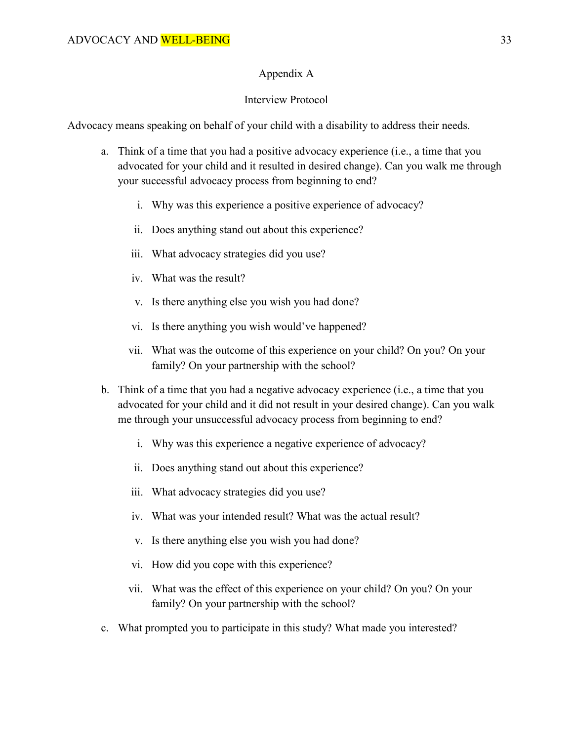## Appendix A

### Interview Protocol

Advocacy means speaking on behalf of your child with a disability to address their needs.

a. Think of a time that you had a positive advocacy experience (i.e., a time that you advocated for your child and it resulted in desired change). Can you walk me through your successful advocacy process from beginning to end?

   i. Why was this experience a positive experience of advocacy?

   ii. Does anything stand out about this experience?

   iii. What advocacy strategies did you use?

   iv. What was the result?

   v. Is there anything else you wish you had done?

   vi. Is there anything you wish would've happened?

   vii. What was the outcome of this experience on your child? On you? On your family? On your partnership with the school?

b. Think of a time that you had a negative advocacy experience (i.e., a time that you advocated for your child and it did not result in your desired change). Can you walk me through your unsuccessful advocacy process from beginning to end?

   i. Why was this experience a negative experience of advocacy?

   ii. Does anything stand out about this experience?

   iii. What advocacy strategies did you use?

   iv. What was your intended result? What was the actual result?

   v. Is there anything else you wish you had done?

   vi. How did you cope with this experience?

   vii. What was the effect of this experience on your child? On you? On your family? On your partnership with the school?

c. What prompted you to participate in this study? What made you interested?